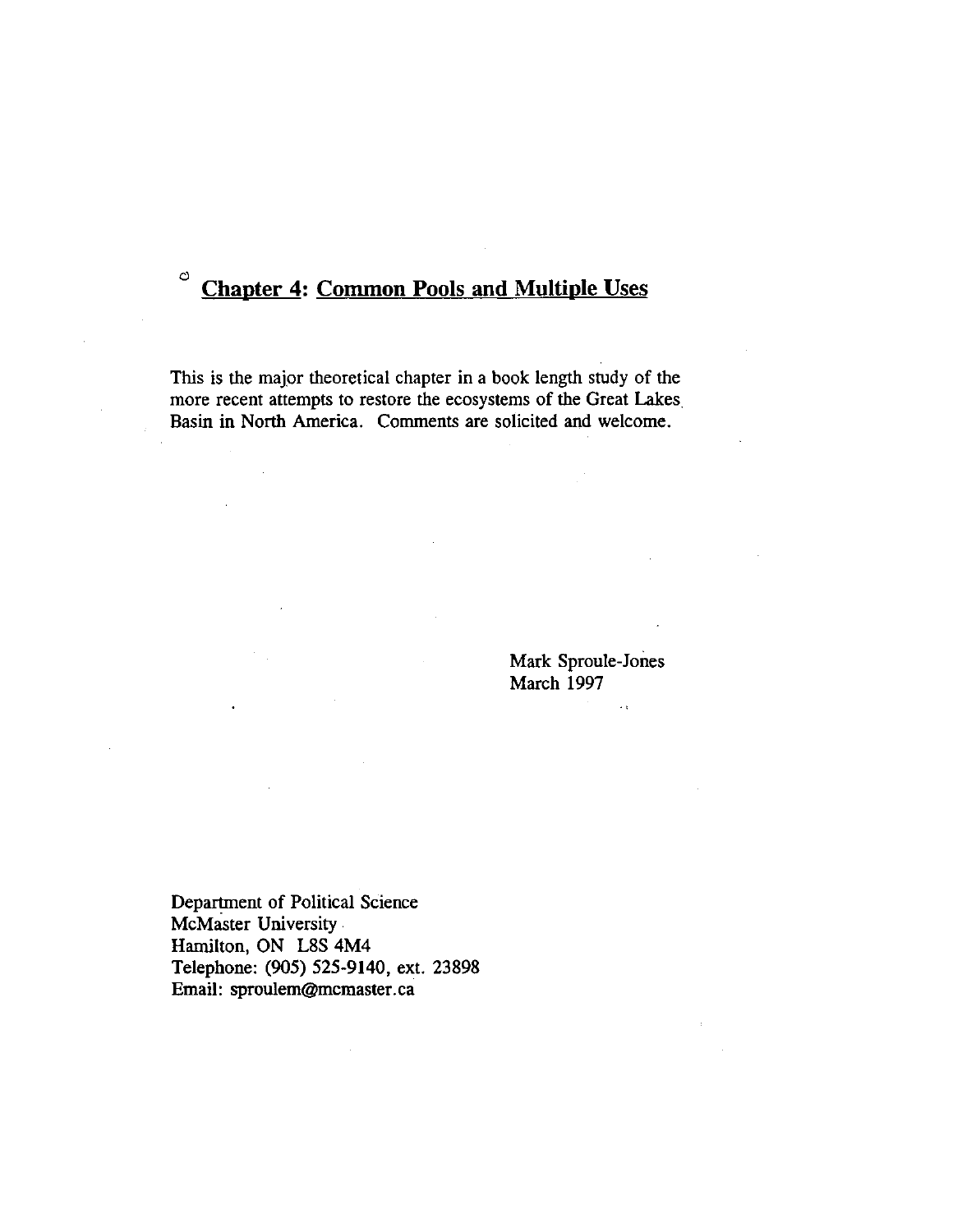# Chapter 4: Common Pools and Multiple Uses

This is the major theoretical chapter in a book length study of the more recent attempts to restore the ecosystems of the Great Lakes Basin in North America. Comments are solicited and welcome.

Mark Sproule-Jones
March 1997

Department of Political Science
McMaster University
Hamilton, ON L8S 4M4
Telephone: (905) 525-9140, ext. 23898
Email: sproulem@mcmaster.ca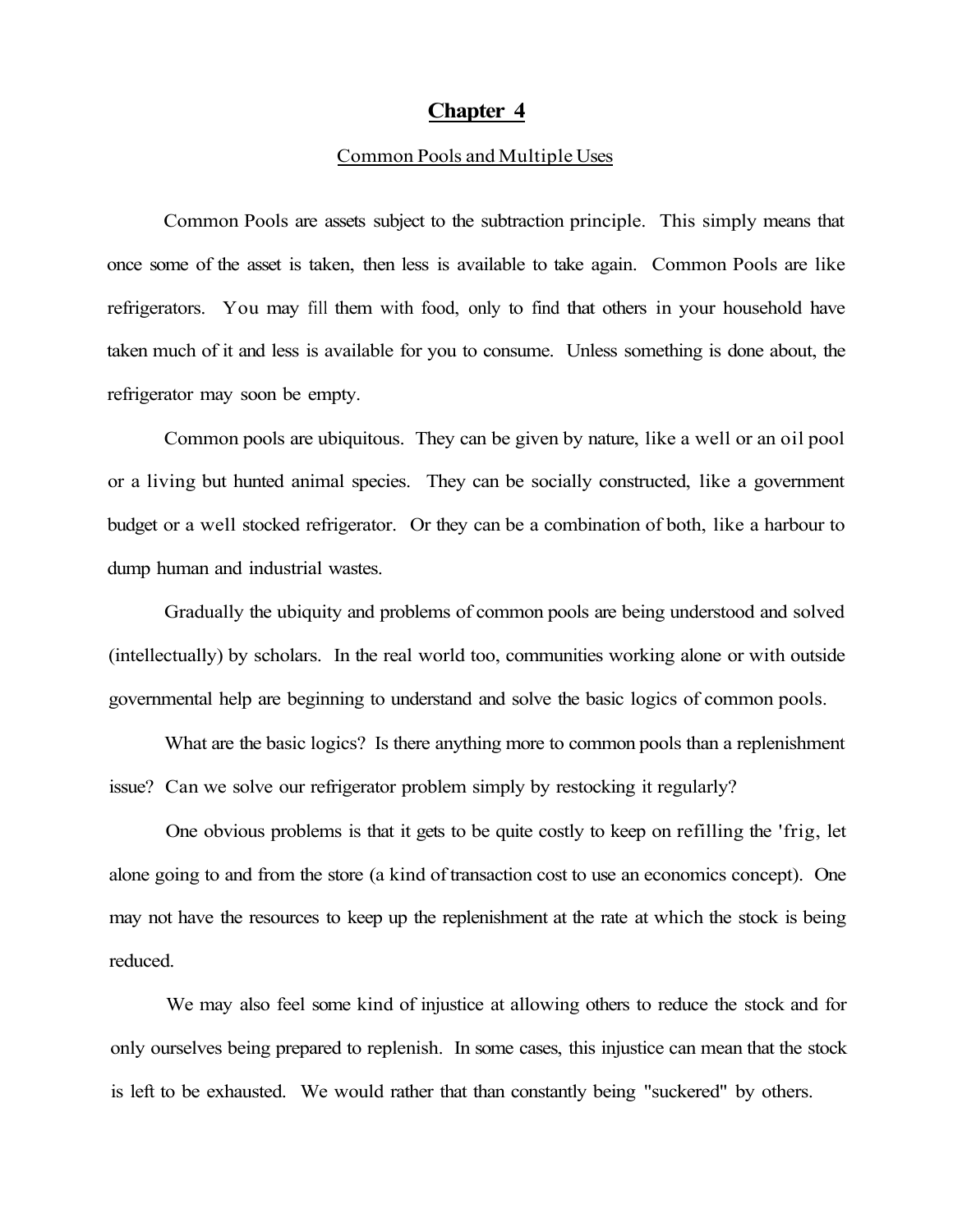# Chapter 4

## Common Pools and Multiple Uses

Common Pools are assets subject to the subtraction principle. This simply means that once some of the asset is taken, then less is available to take again. Common Pools are like refrigerators. You may fill them with food, only to find that others in your household have taken much of it and less is available for you to consume. Unless something is done about, the refrigerator may soon be empty.

Common pools are ubiquitous. They can be given by nature, like a well or an oil pool or a living but hunted animal species. They can be socially constructed, like a government budget or a well stocked refrigerator. Or they can be a combination of both, like a harbour to dump human and industrial wastes.

Gradually the ubiquity and problems of common pools are being understood and solved (intellectually) by scholars. In the real world too, communities working alone or with outside governmental help are beginning to understand and solve the basic logics of common pools.

What are the basic logics? Is there anything more to common pools than a replenishment issue? Can we solve our refrigerator problem simply by restocking it regularly?

One obvious problems is that it gets to be quite costly to keep on refilling the 'frig, let alone going to and from the store (a kind of transaction cost to use an economics concept). One may not have the resources to keep up the replenishment at the rate at which the stock is being reduced.

We may also feel some kind of injustice at allowing others to reduce the stock and for only ourselves being prepared to replenish. In some cases, this injustice can mean that the stock is left to be exhausted. We would rather that than constantly being "suckered" by others.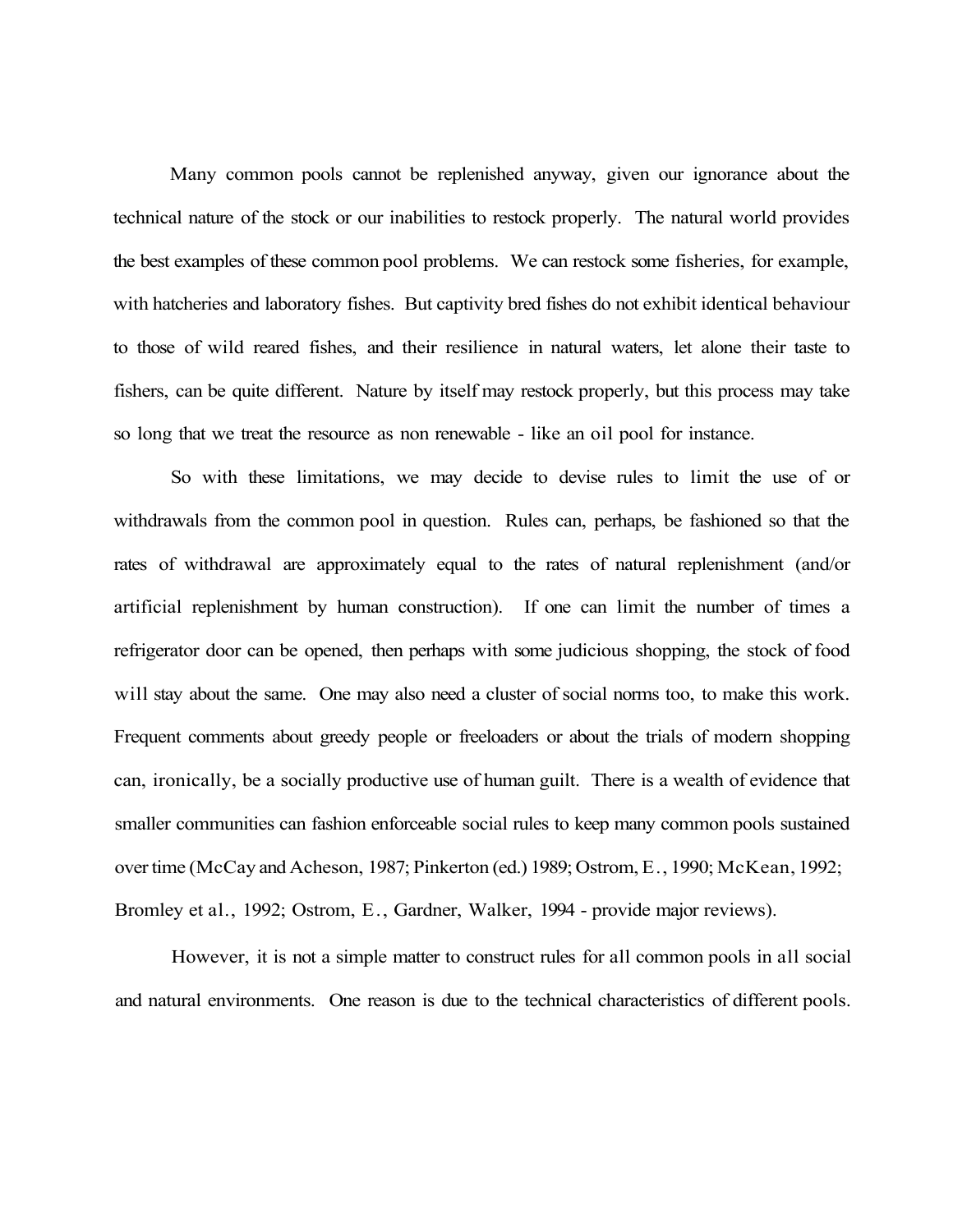Many common pools cannot be replenished anyway, given our ignorance about the technical nature of the stock or our inabilities to restock properly. The natural world provides the best examples of these common pool problems. We can restock some fisheries, for example, with hatcheries and laboratory fishes. But captivity bred fishes do not exhibit identical behaviour to those of wild reared fishes, and their resilience in natural waters, let alone their taste to fishers, can be quite different. Nature by itself may restock properly, but this process may take so long that we treat the resource as non renewable - like an oil pool for instance.

So with these limitations, we may decide to devise rules to limit the use of or withdrawals from the common pool in question. Rules can, perhaps, be fashioned so that the rates of withdrawal are approximately equal to the rates of natural replenishment (and/or artificial replenishment by human construction). If one can limit the number of times a refrigerator door can be opened, then perhaps with some judicious shopping, the stock of food will stay about the same. One may also need a cluster of social norms too, to make this work. Frequent comments about greedy people or freeloaders or about the trials of modern shopping can, ironically, be a socially productive use of human guilt. There is a wealth of evidence that smaller communities can fashion enforceable social rules to keep many common pools sustained over time (McCay and Acheson, 1987; Pinkerton (ed.) 1989; Ostrom, E., 1990; McKean, 1992; Bromley et al., 1992; Ostrom, E., Gardner, Walker, 1994 - provide major reviews).

However, it is not a simple matter to construct rules for all common pools in all social and natural environments. One reason is due to the technical characteristics of different pools.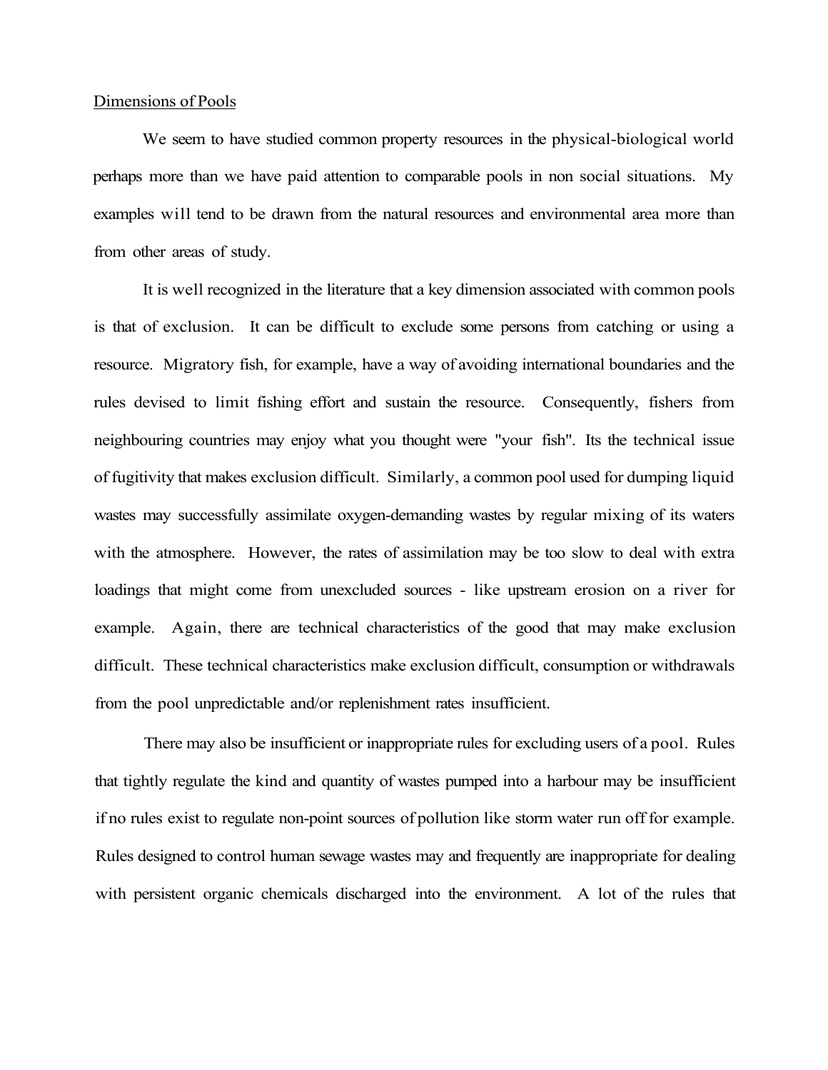Dimensions of Pools

We seem to have studied common property resources in the physical-biological world perhaps more than we have paid attention to comparable pools in non social situations. My examples will tend to be drawn from the natural resources and environmental area more than from other areas of study.

It is well recognized in the literature that a key dimension associated with common pools is that of exclusion. It can be difficult to exclude some persons from catching or using a resource. Migratory fish, for example, have a way of avoiding international boundaries and the rules devised to limit fishing effort and sustain the resource. Consequently, fishers from neighbouring countries may enjoy what you thought were "your fish". Its the technical issue of fugitivity that makes exclusion difficult. Similarly, a common pool used for dumping liquid wastes may successfully assimilate oxygen-demanding wastes by regular mixing of its waters with the atmosphere. However, the rates of assimilation may be too slow to deal with extra loadings that might come from unexcluded sources - like upstream erosion on a river for example. Again, there are technical characteristics of the good that may make exclusion difficult. These technical characteristics make exclusion difficult, consumption or withdrawals from the pool unpredictable and/or replenishment rates insufficient.

There may also be insufficient or inappropriate rules for excluding users of a pool. Rules that tightly regulate the kind and quantity of wastes pumped into a harbour may be insufficient if no rules exist to regulate non-point sources of pollution like storm water run off for example. Rules designed to control human sewage wastes may and frequently are inappropriate for dealing with persistent organic chemicals discharged into the environment. A lot of the rules that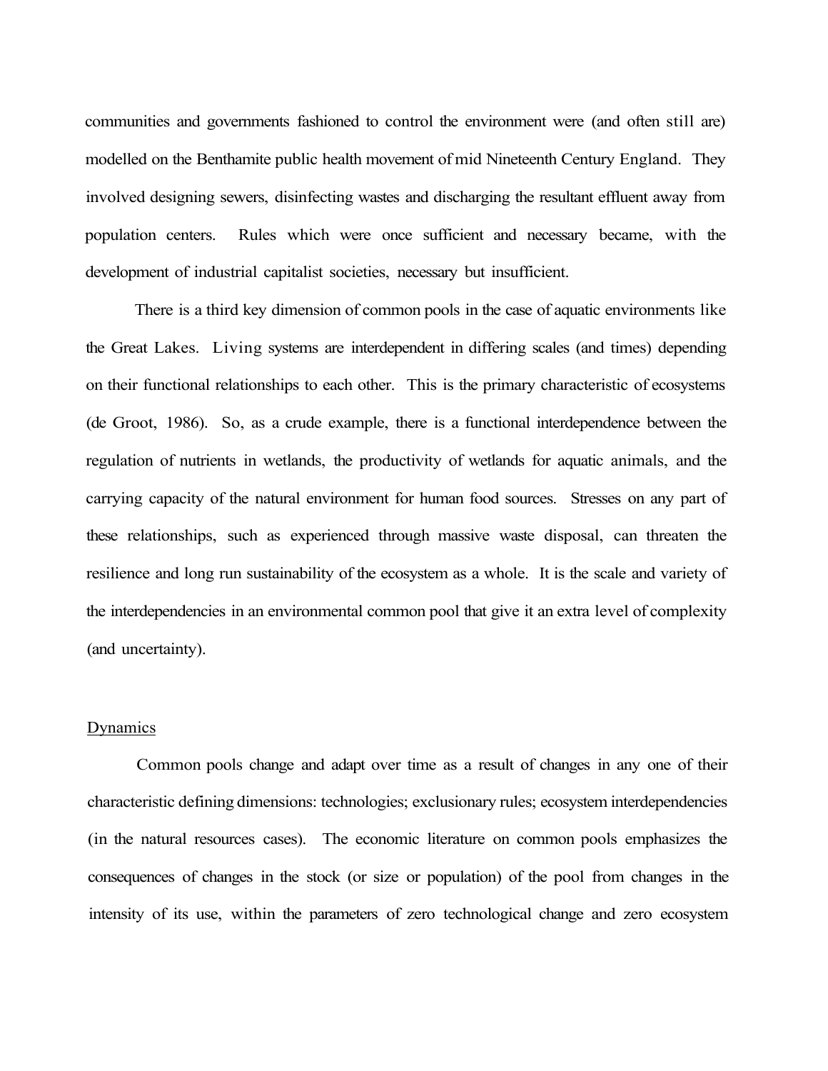communities and governments fashioned to control the environment were (and often still are) modelled on the Benthamite public health movement of mid Nineteenth Century England. They involved designing sewers, disinfecting wastes and discharging the resultant effluent away from population centers. Rules which were once sufficient and necessary became, with the development of industrial capitalist societies, necessary but insufficient.

There is a third key dimension of common pools in the case of aquatic environments like the Great Lakes. Living systems are interdependent in differing scales (and times) depending on their functional relationships to each other. This is the primary characteristic of ecosystems (de Groot, 1986). So, as a crude example, there is a functional interdependence between the regulation of nutrients in wetlands, the productivity of wetlands for aquatic animals, and the carrying capacity of the natural environment for human food sources. Stresses on any part of these relationships, such as experienced through massive waste disposal, can threaten the resilience and long run sustainability of the ecosystem as a whole. It is the scale and variety of the interdependencies in an environmental common pool that give it an extra level of complexity (and uncertainty).

## Dynamics

Common pools change and adapt over time as a result of changes in any one of their characteristic defining dimensions: technologies; exclusionary rules; ecosystem interdependencies (in the natural resources cases). The economic literature on common pools emphasizes the consequences of changes in the stock (or size or population) of the pool from changes in the intensity of its use, within the parameters of zero technological change and zero ecosystem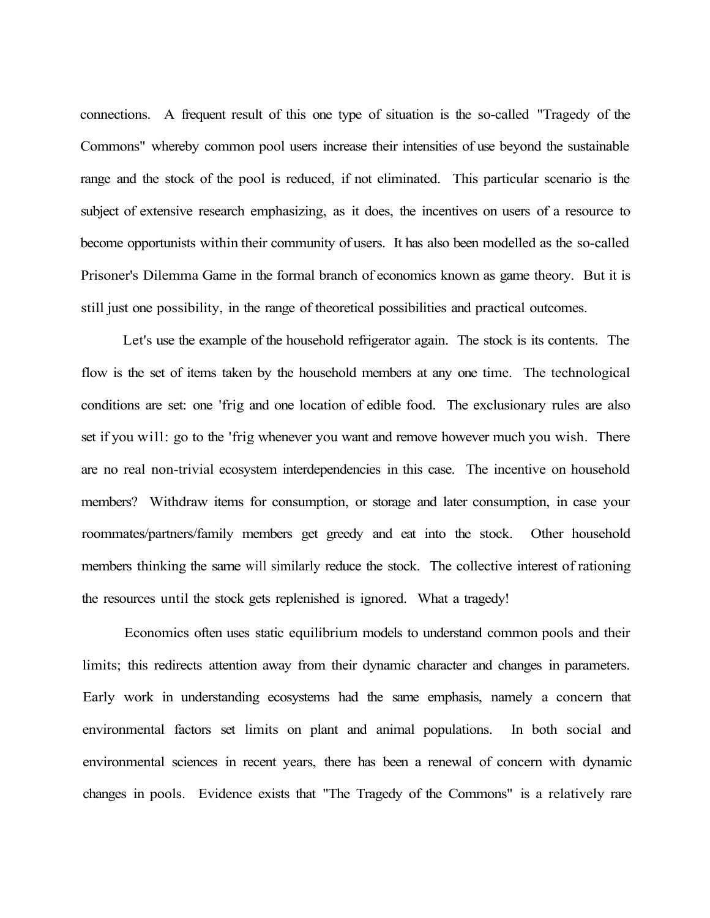connections. A frequent result of this one type of situation is the so-called "Tragedy of the Commons" whereby common pool users increase their intensities of use beyond the sustainable range and the stock of the pool is reduced, if not eliminated. This particular scenario is the subject of extensive research emphasizing, as it does, the incentives on users of a resource to become opportunists within their community of users. It has also been modelled as the so-called Prisoner's Dilemma Game in the formal branch of economics known as game theory. But it is still just one possibility, in the range of theoretical possibilities and practical outcomes.

Let's use the example of the household refrigerator again. The stock is its contents. The flow is the set of items taken by the household members at any one time. The technological conditions are set: one 'frig and one location of edible food. The exclusionary rules are also set if you will: go to the 'frig whenever you want and remove however much you wish. There are no real non-trivial ecosystem interdependencies in this case. The incentive on household members? Withdraw items for consumption, or storage and later consumption, in case your roommates/partners/family members get greedy and eat into the stock. Other household members thinking the same will similarly reduce the stock. The collective interest of rationing the resources until the stock gets replenished is ignored. What a tragedy!

Economics often uses static equilibrium models to understand common pools and their limits; this redirects attention away from their dynamic character and changes in parameters. Early work in understanding ecosystems had the same emphasis, namely a concern that environmental factors set limits on plant and animal populations. In both social and environmental sciences in recent years, there has been a renewal of concern with dynamic changes in pools. Evidence exists that "The Tragedy of the Commons" is a relatively rare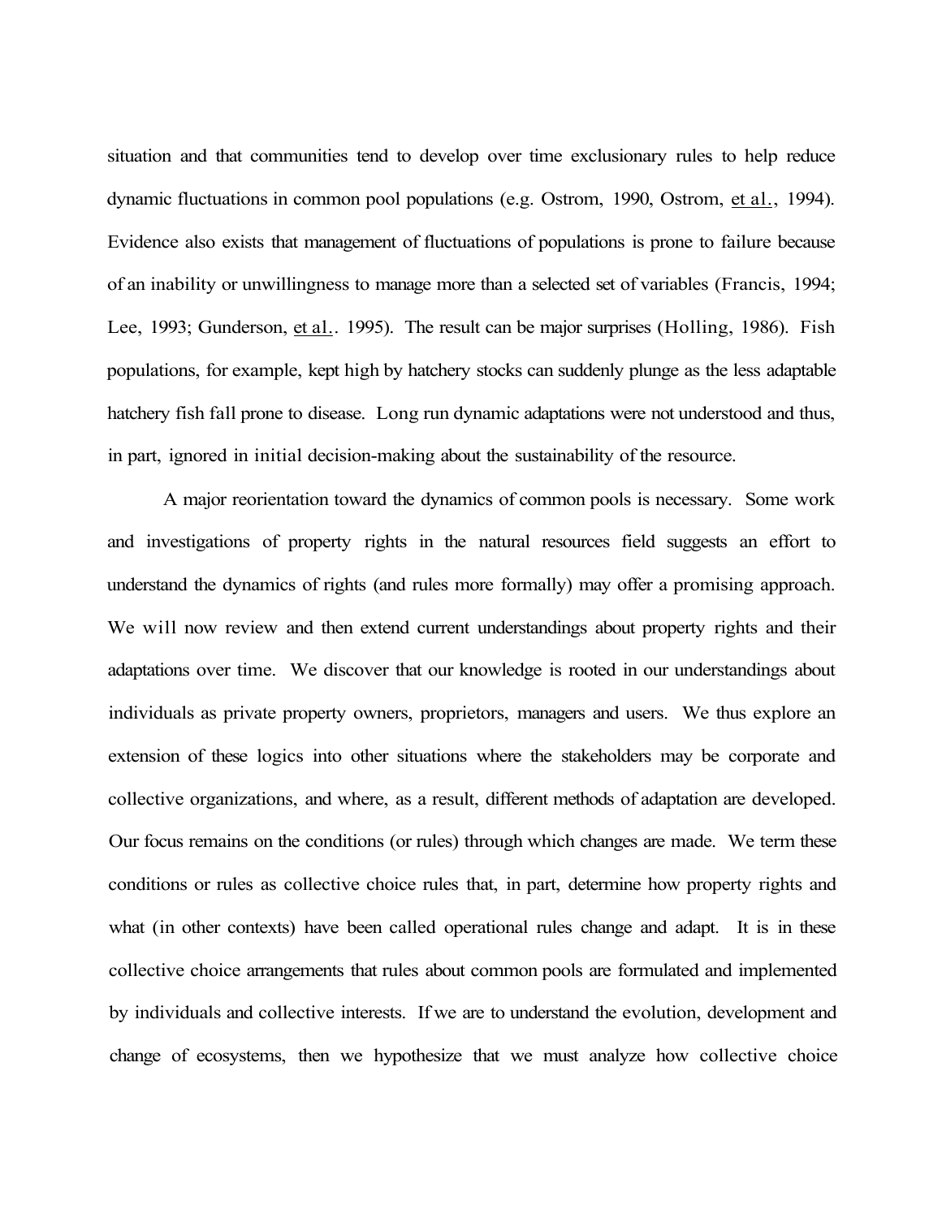situation and that communities tend to develop over time exclusionary rules to help reduce dynamic fluctuations in common pool populations (e.g. Ostrom, 1990, Ostrom, et al., 1994). Evidence also exists that management of fluctuations of populations is prone to failure because of an inability or unwillingness to manage more than a selected set of variables (Francis, 1994; Lee, 1993; Gunderson, et al.. 1995). The result can be major surprises (Holling, 1986). Fish populations, for example, kept high by hatchery stocks can suddenly plunge as the less adaptable hatchery fish fall prone to disease. Long run dynamic adaptations were not understood and thus, in part, ignored in initial decision-making about the sustainability of the resource.

A major reorientation toward the dynamics of common pools is necessary. Some work and investigations of property rights in the natural resources field suggests an effort to understand the dynamics of rights (and rules more formally) may offer a promising approach. We will now review and then extend current understandings about property rights and their adaptations over time. We discover that our knowledge is rooted in our understandings about individuals as private property owners, proprietors, managers and users. We thus explore an extension of these logics into other situations where the stakeholders may be corporate and collective organizations, and where, as a result, different methods of adaptation are developed. Our focus remains on the conditions (or rules) through which changes are made. We term these conditions or rules as collective choice rules that, in part, determine how property rights and what (in other contexts) have been called operational rules change and adapt. It is in these collective choice arrangements that rules about common pools are formulated and implemented by individuals and collective interests. If we are to understand the evolution, development and change of ecosystems, then we hypothesize that we must analyze how collective choice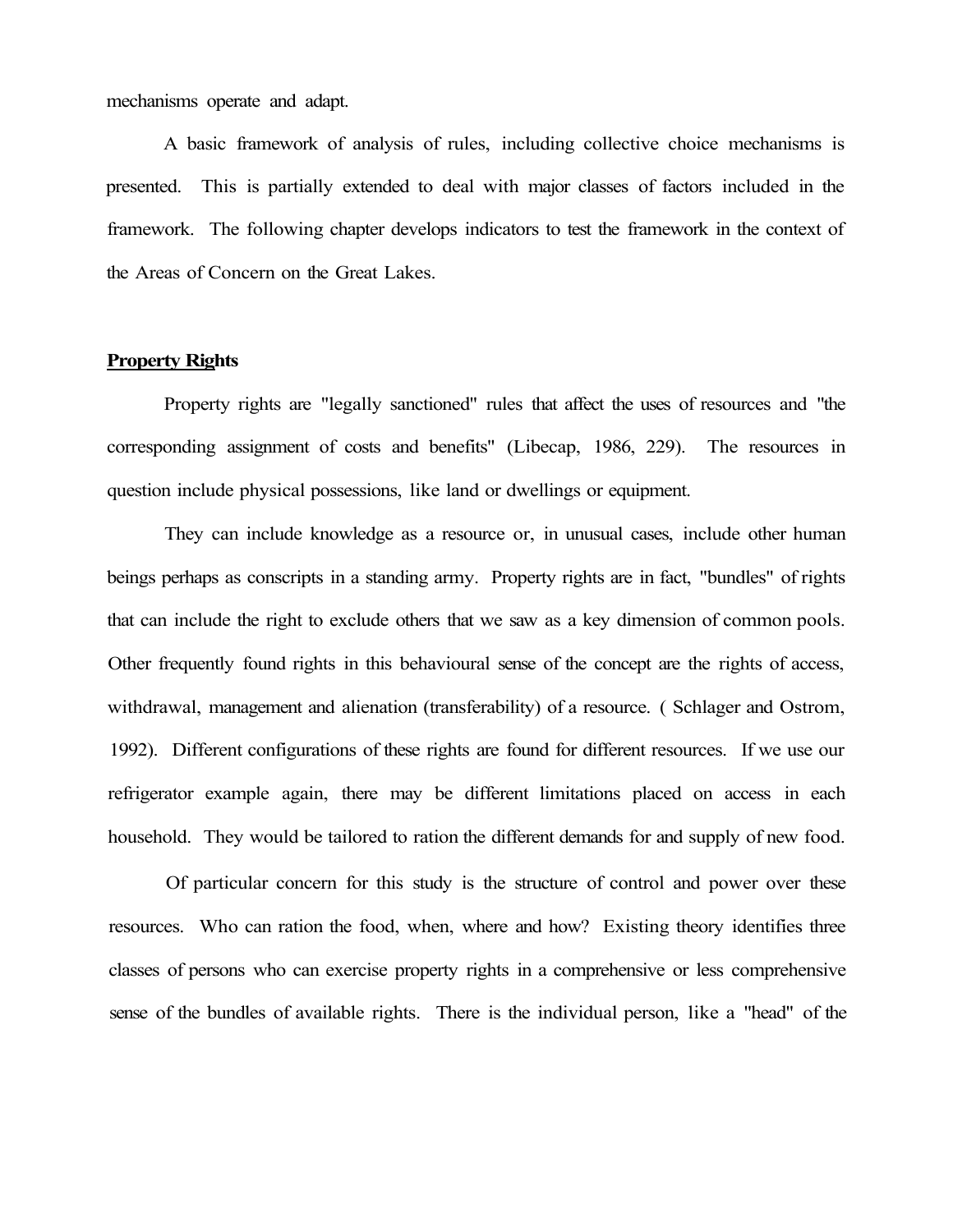mechanisms operate and adapt.

A basic framework of analysis of rules, including collective choice mechanisms is presented. This is partially extended to deal with major classes of factors included in the framework. The following chapter develops indicators to test the framework in the context of the Areas of Concern on the Great Lakes.

## **Property Rights**

Property rights are "legally sanctioned" rules that affect the uses of resources and "the corresponding assignment of costs and benefits" (Libecap, 1986, 229). The resources in question include physical possessions, like land or dwellings or equipment.

They can include knowledge as a resource or, in unusual cases, include other human beings perhaps as conscripts in a standing army. Property rights are in fact, "bundles" of rights that can include the right to exclude others that we saw as a key dimension of common pools. Other frequently found rights in this behavioural sense of the concept are the rights of access, withdrawal, management and alienation (transferability) of a resource. ( Schlager and Ostrom, 1992). Different configurations of these rights are found for different resources. If we use our refrigerator example again, there may be different limitations placed on access in each household. They would be tailored to ration the different demands for and supply of new food.

Of particular concern for this study is the structure of control and power over these resources. Who can ration the food, when, where and how? Existing theory identifies three classes of persons who can exercise property rights in a comprehensive or less comprehensive sense of the bundles of available rights. There is the individual person, like a "head" of the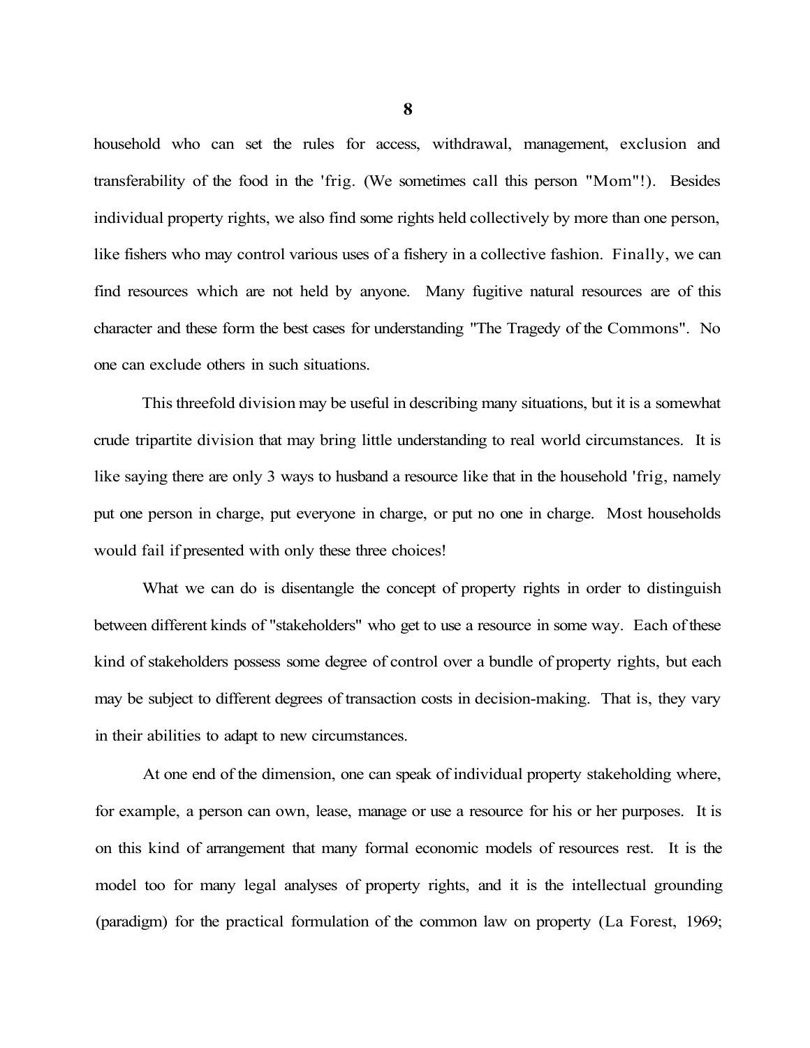household who can set the rules for access, withdrawal, management, exclusion and transferability of the food in the 'frig. (We sometimes call this person "Mom"!). Besides individual property rights, we also find some rights held collectively by more than one person, like fishers who may control various uses of a fishery in a collective fashion. Finally, we can find resources which are not held by anyone. Many fugitive natural resources are of this character and these form the best cases for understanding "The Tragedy of the Commons". No one can exclude others in such situations.

This threefold division may be useful in describing many situations, but it is a somewhat crude tripartite division that may bring little understanding to real world circumstances. It is like saying there are only 3 ways to husband a resource like that in the household 'frig, namely put one person in charge, put everyone in charge, or put no one in charge. Most households would fail if presented with only these three choices!

What we can do is disentangle the concept of property rights in order to distinguish between different kinds of "stakeholders" who get to use a resource in some way. Each of these kind of stakeholders possess some degree of control over a bundle of property rights, but each may be subject to different degrees of transaction costs in decision-making. That is, they vary in their abilities to adapt to new circumstances.

At one end of the dimension, one can speak of individual property stakeholding where, for example, a person can own, lease, manage or use a resource for his or her purposes. It is on this kind of arrangement that many formal economic models of resources rest. It is the model too for many legal analyses of property rights, and it is the intellectual grounding (paradigm) for the practical formulation of the common law on property (La Forest, 1969;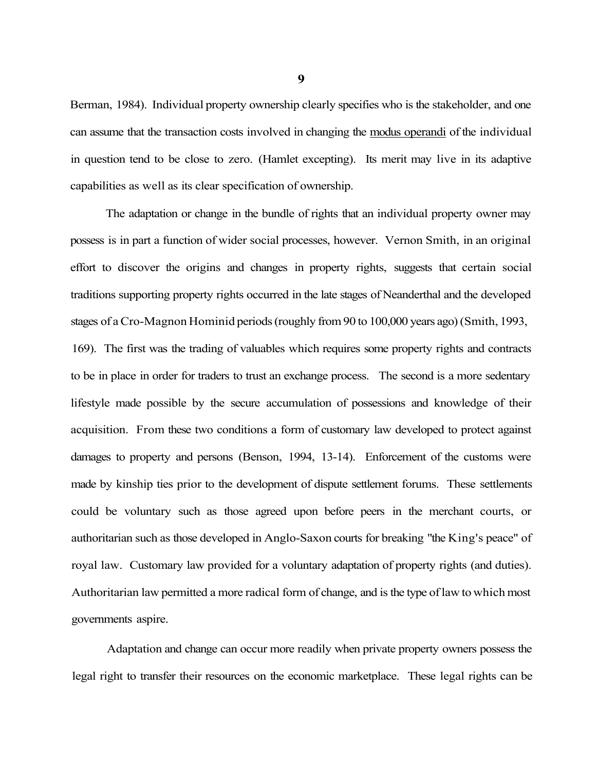Berman, 1984). Individual property ownership clearly specifies who is the stakeholder, and one can assume that the transaction costs involved in changing the modus operandi of the individual in question tend to be close to zero. (Hamlet excepting). Its merit may live in its adaptive capabilities as well as its clear specification of ownership.

The adaptation or change in the bundle of rights that an individual property owner may possess is in part a function of wider social processes, however. Vernon Smith, in an original effort to discover the origins and changes in property rights, suggests that certain social traditions supporting property rights occurred in the late stages of Neanderthal and the developed stages of a Cro-Magnon Hominid periods (roughly from 90 to 100,000 years ago) (Smith, 1993, 169). The first was the trading of valuables which requires some property rights and contracts to be in place in order for traders to trust an exchange process. The second is a more sedentary lifestyle made possible by the secure accumulation of possessions and knowledge of their acquisition. From these two conditions a form of customary law developed to protect against damages to property and persons (Benson, 1994, 13-14). Enforcement of the customs were made by kinship ties prior to the development of dispute settlement forums. These settlements could be voluntary such as those agreed upon before peers in the merchant courts, or authoritarian such as those developed in Anglo-Saxon courts for breaking "the King's peace" of royal law. Customary law provided for a voluntary adaptation of property rights (and duties). Authoritarian law permitted a more radical form of change, and is the type of law to which most governments aspire.

Adaptation and change can occur more readily when private property owners possess the legal right to transfer their resources on the economic marketplace. These legal rights can be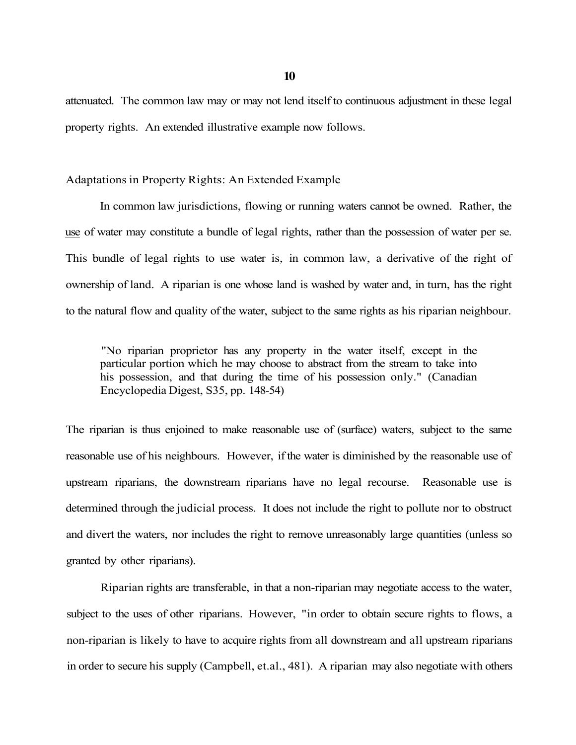attenuated. The common law may or may not lend itself to continuous adjustment in these legal property rights. An extended illustrative example now follows.

## Adaptations in Property Rights: An Extended Example

In common law jurisdictions, flowing or running waters cannot be owned. Rather, the use of water may constitute a bundle of legal rights, rather than the possession of water per se. This bundle of legal rights to use water is, in common law, a derivative of the right of ownership of land. A riparian is one whose land is washed by water and, in turn, has the right to the natural flow and quality of the water, subject to the same rights as his riparian neighbour.

> "No riparian proprietor has any property in the water itself, except in the particular portion which he may choose to abstract from the stream to take into his possession, and that during the time of his possession only." (Canadian Encyclopedia Digest, S35, pp. 148-54)

The riparian is thus enjoined to make reasonable use of (surface) waters, subject to the same reasonable use of his neighbours. However, if the water is diminished by the reasonable use of upstream riparians, the downstream riparians have no legal recourse. Reasonable use is determined through the judicial process. It does not include the right to pollute nor to obstruct and divert the waters, nor includes the right to remove unreasonably large quantities (unless so granted by other riparians).

Riparian rights are transferable, in that a non-riparian may negotiate access to the water, subject to the uses of other riparians. However, "in order to obtain secure rights to flows, a non-riparian is likely to have to acquire rights from all downstream and all upstream riparians in order to secure his supply (Campbell, et.al., 481). A riparian may also negotiate with others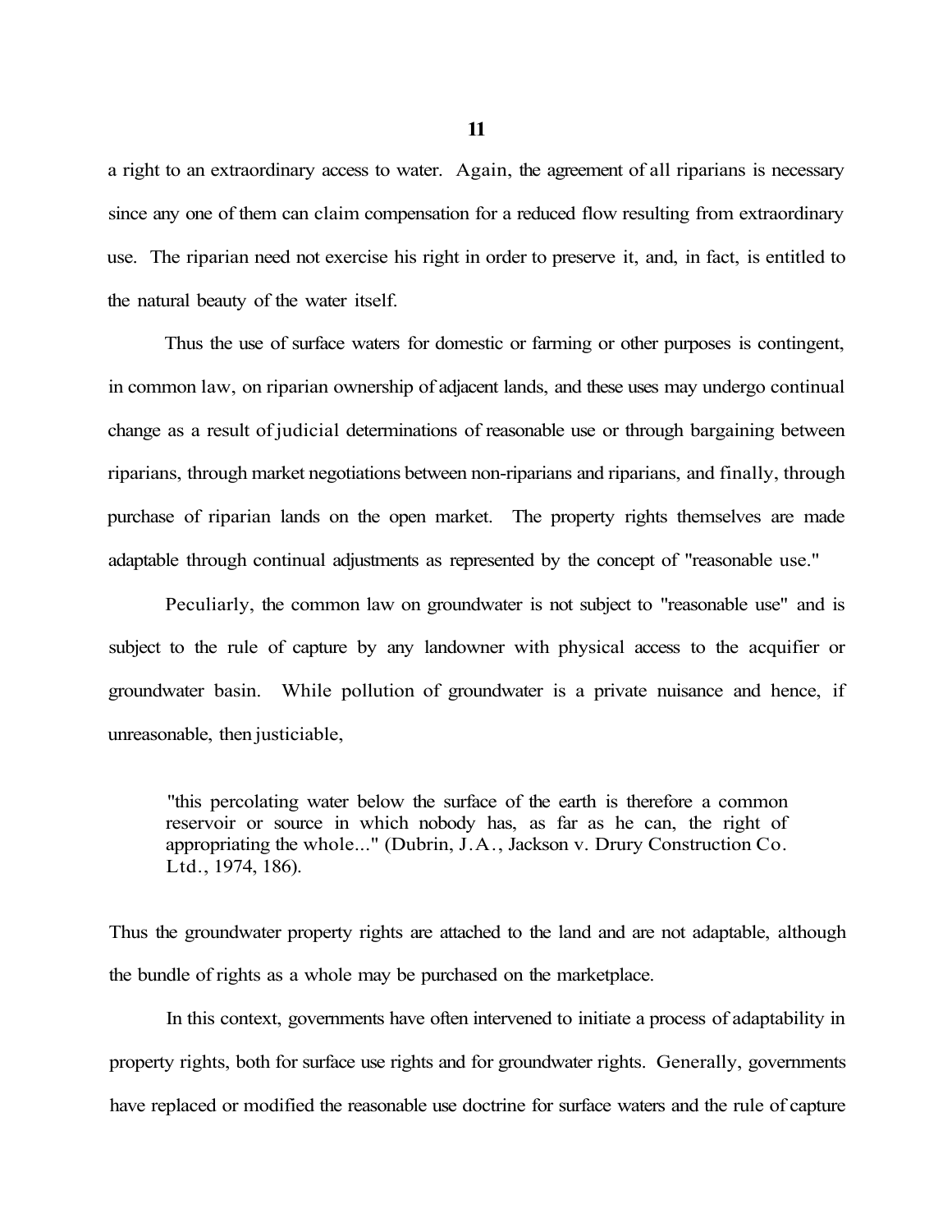a right to an extraordinary access to water. Again, the agreement of all riparians is necessary since any one of them can claim compensation for a reduced flow resulting from extraordinary use. The riparian need not exercise his right in order to preserve it, and, in fact, is entitled to the natural beauty of the water itself.

Thus the use of surface waters for domestic or farming or other purposes is contingent, in common law, on riparian ownership of adjacent lands, and these uses may undergo continual change as a result of judicial determinations of reasonable use or through bargaining between riparians, through market negotiations between non-riparians and riparians, and finally, through purchase of riparian lands on the open market. The property rights themselves are made adaptable through continual adjustments as represented by the concept of "reasonable use."

Peculiarly, the common law on groundwater is not subject to "reasonable use" and is subject to the rule of capture by any landowner with physical access to the acquifier or groundwater basin. While pollution of groundwater is a private nuisance and hence, if unreasonable, then justiciable,

> "this percolating water below the surface of the earth is therefore a common reservoir or source in which nobody has, as far as he can, the right of appropriating the whole..." (Dubrin, J.A., Jackson v. Drury Construction Co. Ltd., 1974, 186).

Thus the groundwater property rights are attached to the land and are not adaptable, although the bundle of rights as a whole may be purchased on the marketplace.

In this context, governments have often intervened to initiate a process of adaptability in property rights, both for surface use rights and for groundwater rights. Generally, governments have replaced or modified the reasonable use doctrine for surface waters and the rule of capture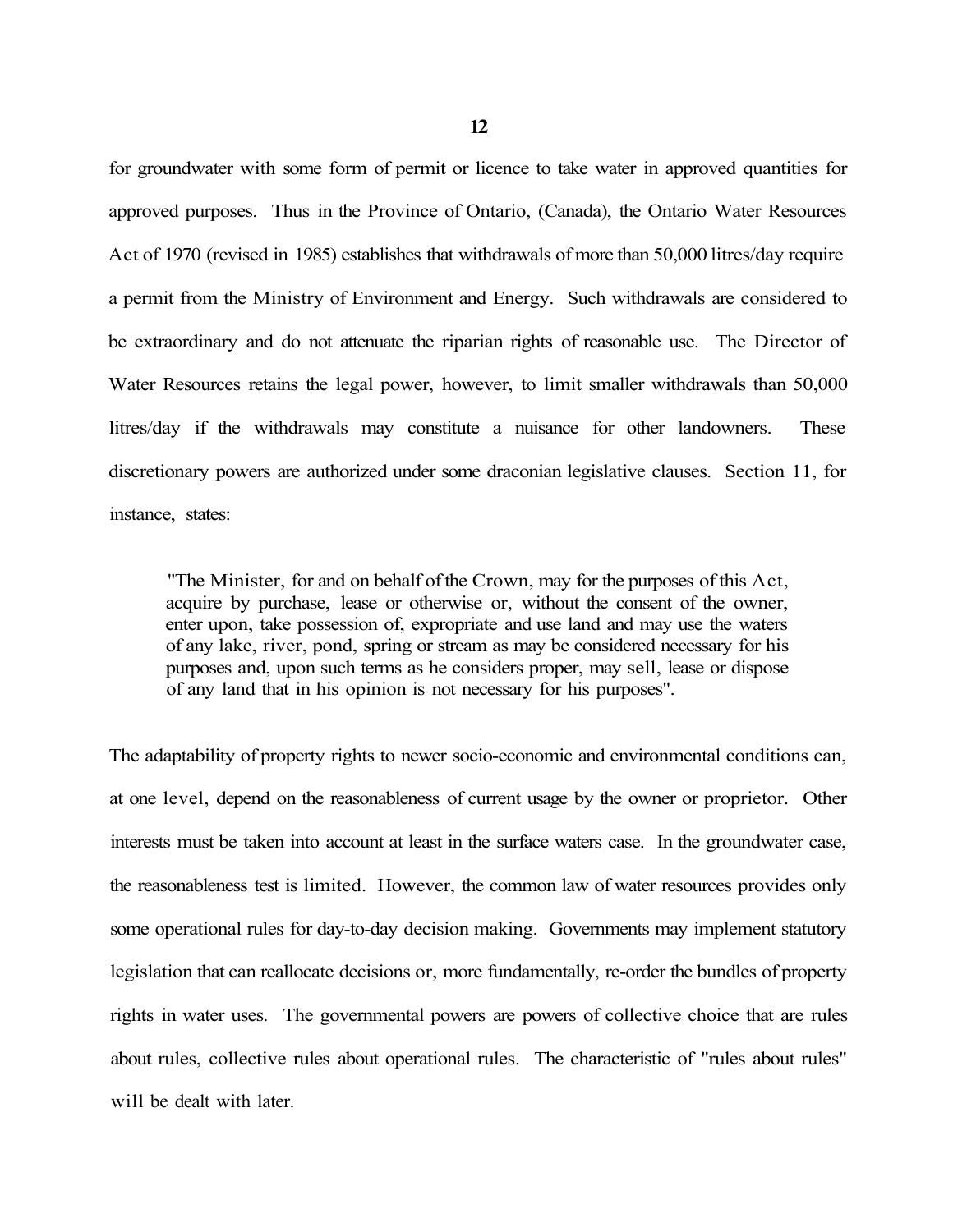for groundwater with some form of permit or licence to take water in approved quantities for approved purposes. Thus in the Province of Ontario, (Canada), the Ontario Water Resources Act of 1970 (revised in 1985) establishes that withdrawals of more than 50,000 litres/day require a permit from the Ministry of Environment and Energy. Such withdrawals are considered to be extraordinary and do not attenuate the riparian rights of reasonable use. The Director of Water Resources retains the legal power, however, to limit smaller withdrawals than 50,000 litres/day if the withdrawals may constitute a nuisance for other landowners. These discretionary powers are authorized under some draconian legislative clauses. Section 11, for instance, states:

> "The Minister, for and on behalf of the Crown, may for the purposes of this Act, acquire by purchase, lease or otherwise or, without the consent of the owner, enter upon, take possession of, expropriate and use land and may use the waters of any lake, river, pond, spring or stream as may be considered necessary for his purposes and, upon such terms as he considers proper, may sell, lease or dispose of any land that in his opinion is not necessary for his purposes".

The adaptability of property rights to newer socio-economic and environmental conditions can, at one level, depend on the reasonableness of current usage by the owner or proprietor. Other interests must be taken into account at least in the surface waters case. In the groundwater case, the reasonableness test is limited. However, the common law of water resources provides only some operational rules for day-to-day decision making. Governments may implement statutory legislation that can reallocate decisions or, more fundamentally, re-order the bundles of property rights in water uses. The governmental powers are powers of collective choice that are rules about rules, collective rules about operational rules. The characteristic of "rules about rules" will be dealt with later.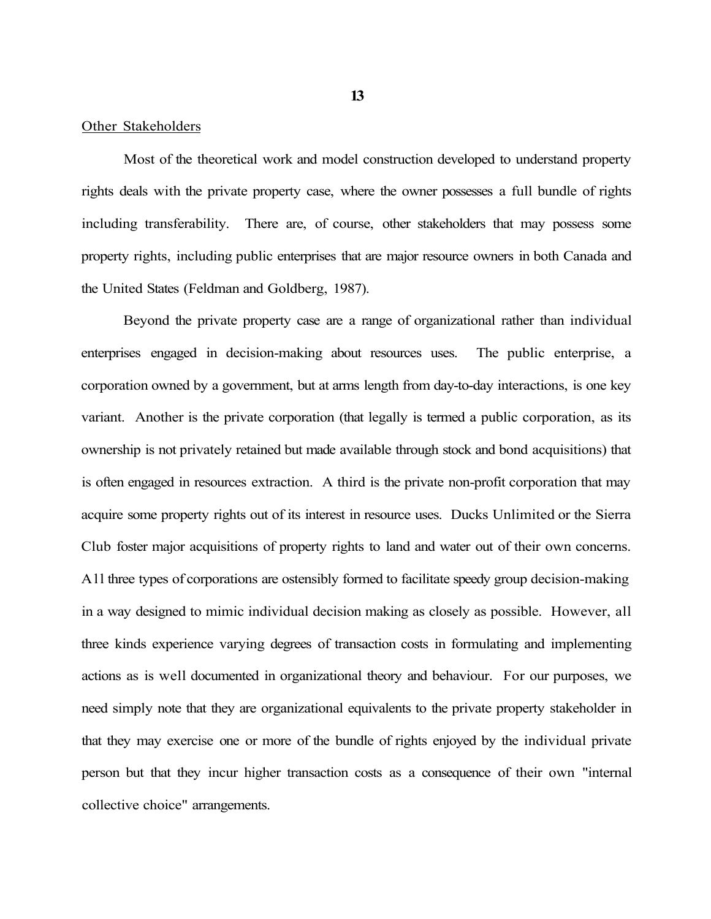Other Stakeholders

Most of the theoretical work and model construction developed to understand property rights deals with the private property case, where the owner possesses a full bundle of rights including transferability. There are, of course, other stakeholders that may possess some property rights, including public enterprises that are major resource owners in both Canada and the United States (Feldman and Goldberg, 1987).

Beyond the private property case are a range of organizational rather than individual enterprises engaged in decision-making about resources uses. The public enterprise, a corporation owned by a government, but at arms length from day-to-day interactions, is one key variant. Another is the private corporation (that legally is termed a public corporation, as its ownership is not privately retained but made available through stock and bond acquisitions) that is often engaged in resources extraction. A third is the private non-profit corporation that may acquire some property rights out of its interest in resource uses. Ducks Unlimited or the Sierra Club foster major acquisitions of property rights to land and water out of their own concerns. All three types of corporations are ostensibly formed to facilitate speedy group decision-making in a way designed to mimic individual decision making as closely as possible. However, all three kinds experience varying degrees of transaction costs in formulating and implementing actions as is well documented in organizational theory and behaviour. For our purposes, we need simply note that they are organizational equivalents to the private property stakeholder in that they may exercise one or more of the bundle of rights enjoyed by the individual private person but that they incur higher transaction costs as a consequence of their own "internal collective choice" arrangements.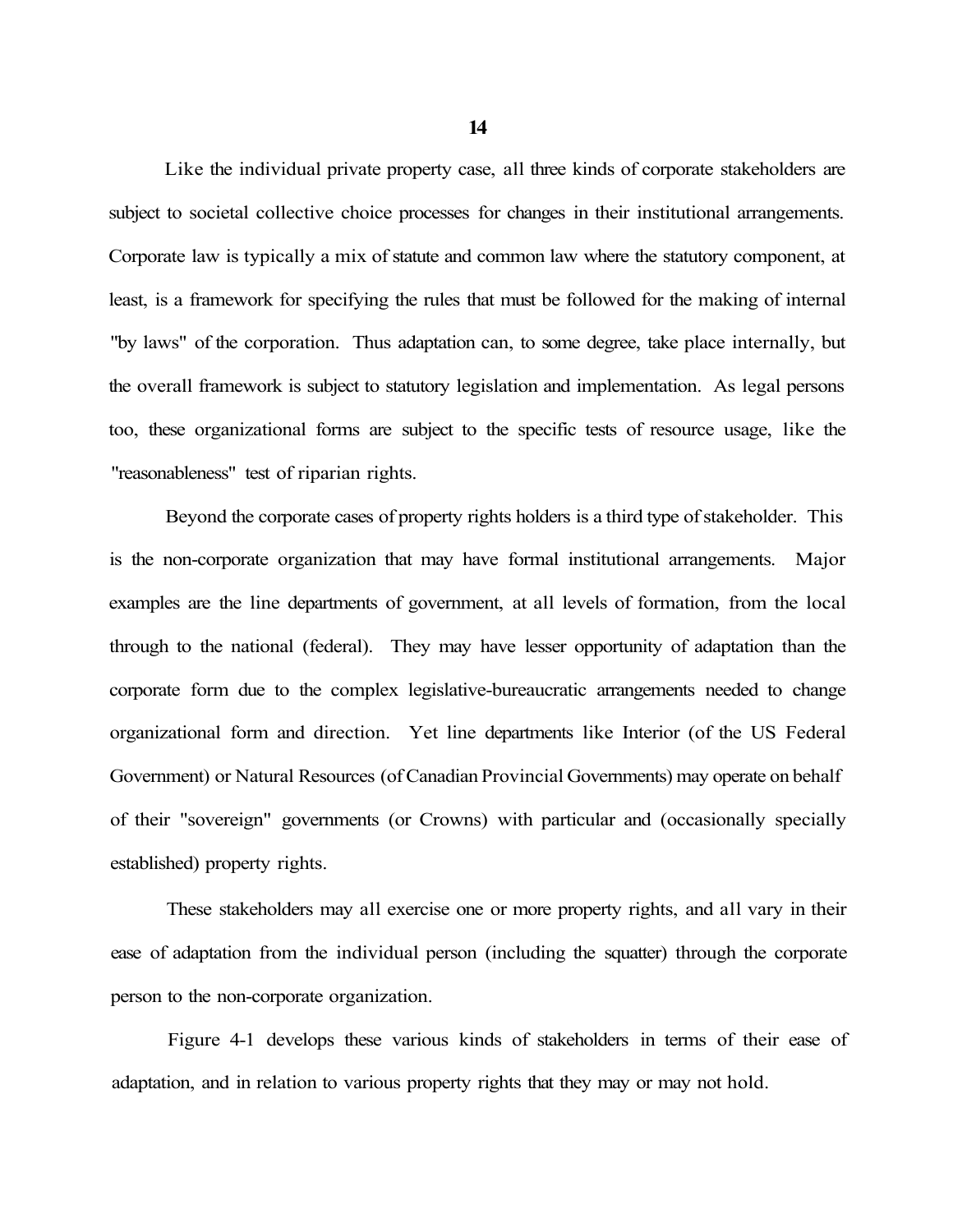Like the individual private property case, all three kinds of corporate stakeholders are subject to societal collective choice processes for changes in their institutional arrangements. Corporate law is typically a mix of statute and common law where the statutory component, at least, is a framework for specifying the rules that must be followed for the making of internal "by laws" of the corporation. Thus adaptation can, to some degree, take place internally, but the overall framework is subject to statutory legislation and implementation. As legal persons too, these organizational forms are subject to the specific tests of resource usage, like the "reasonableness" test of riparian rights.

Beyond the corporate cases of property rights holders is a third type of stakeholder. This is the non-corporate organization that may have formal institutional arrangements. Major examples are the line departments of government, at all levels of formation, from the local through to the national (federal). They may have lesser opportunity of adaptation than the corporate form due to the complex legislative-bureaucratic arrangements needed to change organizational form and direction. Yet line departments like Interior (of the US Federal Government) or Natural Resources (of Canadian Provincial Governments) may operate on behalf of their "sovereign" governments (or Crowns) with particular and (occasionally specially established) property rights.

These stakeholders may all exercise one or more property rights, and all vary in their ease of adaptation from the individual person (including the squatter) through the corporate person to the non-corporate organization.

Figure 4-1 develops these various kinds of stakeholders in terms of their ease of adaptation, and in relation to various property rights that they may or may not hold.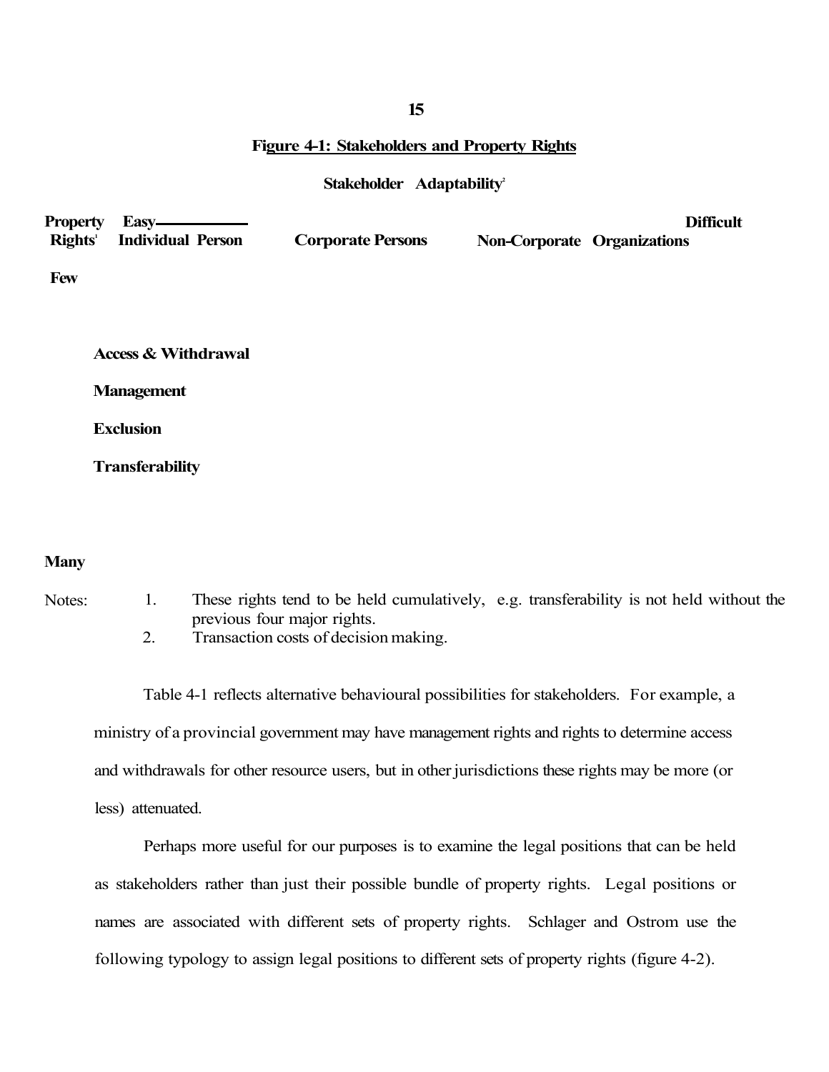## Figure 4-1: Stakeholders and Property Rights

**Stakeholder Adaptability**[2]

| **Property Rights**[1] | **Easy** —— **Individual Person** | **Corporate Persons** | **Difficult** **Non-Corporate Organizations** |
|---|---|---|---|
| **Few** | | | |
| | **Access & Withdrawal** | | |
| | **Management** | | |
| | **Exclusion** | | |
| | **Transferability** | | |
| **Many** | | | |

Notes:
1. These rights tend to be held cumulatively, e.g. transferability is not held without the previous four major rights.
2. Transaction costs of decision making.

Table 4-1 reflects alternative behavioural possibilities for stakeholders. For example, a ministry of a provincial government may have management rights and rights to determine access and withdrawals for other resource users, but in other jurisdictions these rights may be more (or less) attenuated.

Perhaps more useful for our purposes is to examine the legal positions that can be held as stakeholders rather than just their possible bundle of property rights. Legal positions or names are associated with different sets of property rights. Schlager and Ostrom use the following typology to assign legal positions to different sets of property rights (figure 4-2).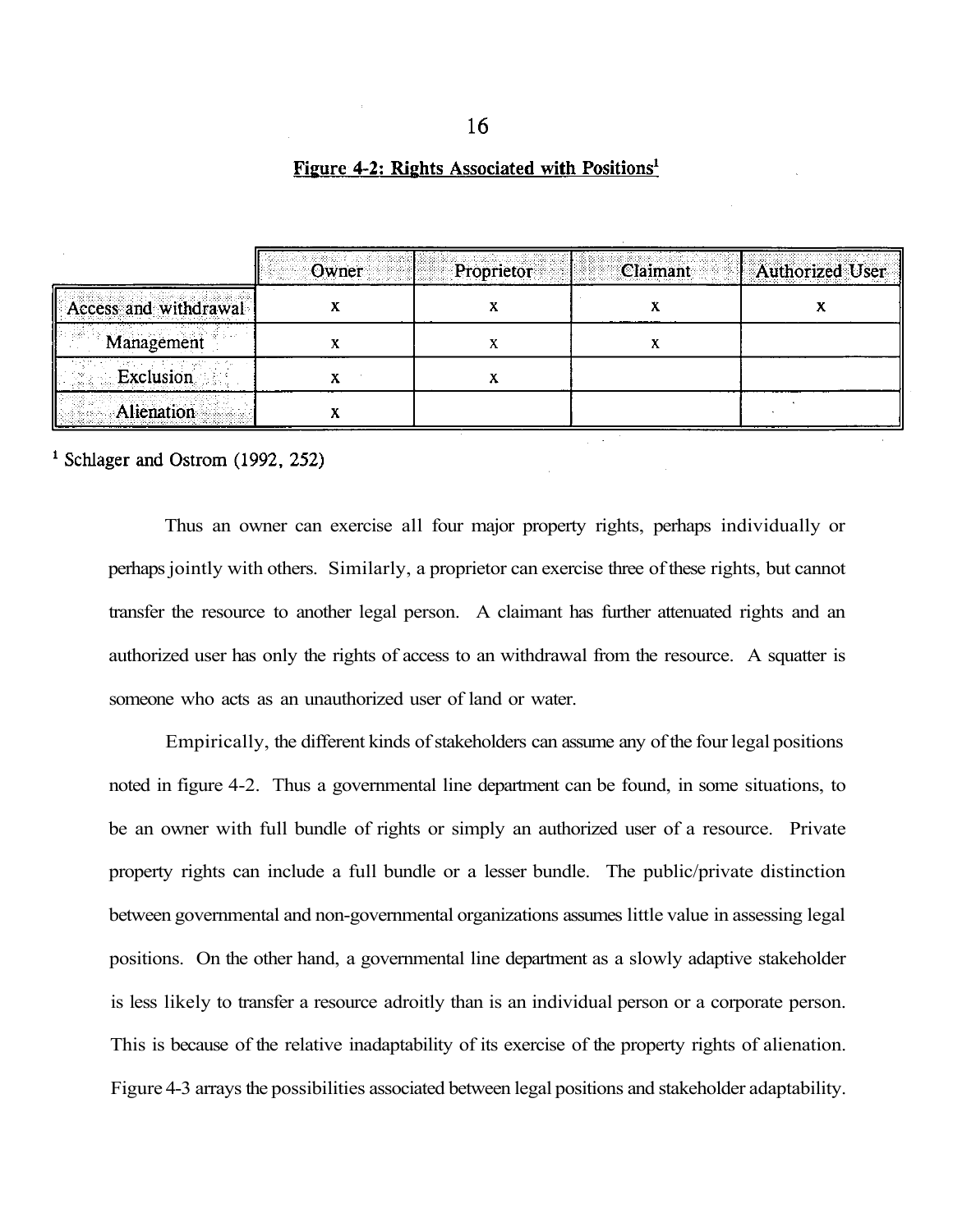**Figure 4-2: Rights Associated with Positions**[1]

| | Owner | Proprietor | Claimant | Authorized User |
|---|---|---|---|---|
| Access and withdrawal | x | x | x | x |
| Management | x | x | x | |
| Exclusion | x | x | | |
| Alienation | x | | | |

[1] Schlager and Ostrom (1992, 252)

Thus an owner can exercise all four major property rights, perhaps individually or perhaps jointly with others. Similarly, a proprietor can exercise three of these rights, but cannot transfer the resource to another legal person. A claimant has further attenuated rights and an authorized user has only the rights of access to an withdrawal from the resource. A squatter is someone who acts as an unauthorized user of land or water.

Empirically, the different kinds of stakeholders can assume any of the four legal positions noted in figure 4-2. Thus a governmental line department can be found, in some situations, to be an owner with full bundle of rights or simply an authorized user of a resource. Private property rights can include a full bundle or a lesser bundle. The public/private distinction between governmental and non-governmental organizations assumes little value in assessing legal positions. On the other hand, a governmental line department as a slowly adaptive stakeholder is less likely to transfer a resource adroitly than is an individual person or a corporate person. This is because of the relative inadaptability of its exercise of the property rights of alienation. Figure 4-3 arrays the possibilities associated between legal positions and stakeholder adaptability.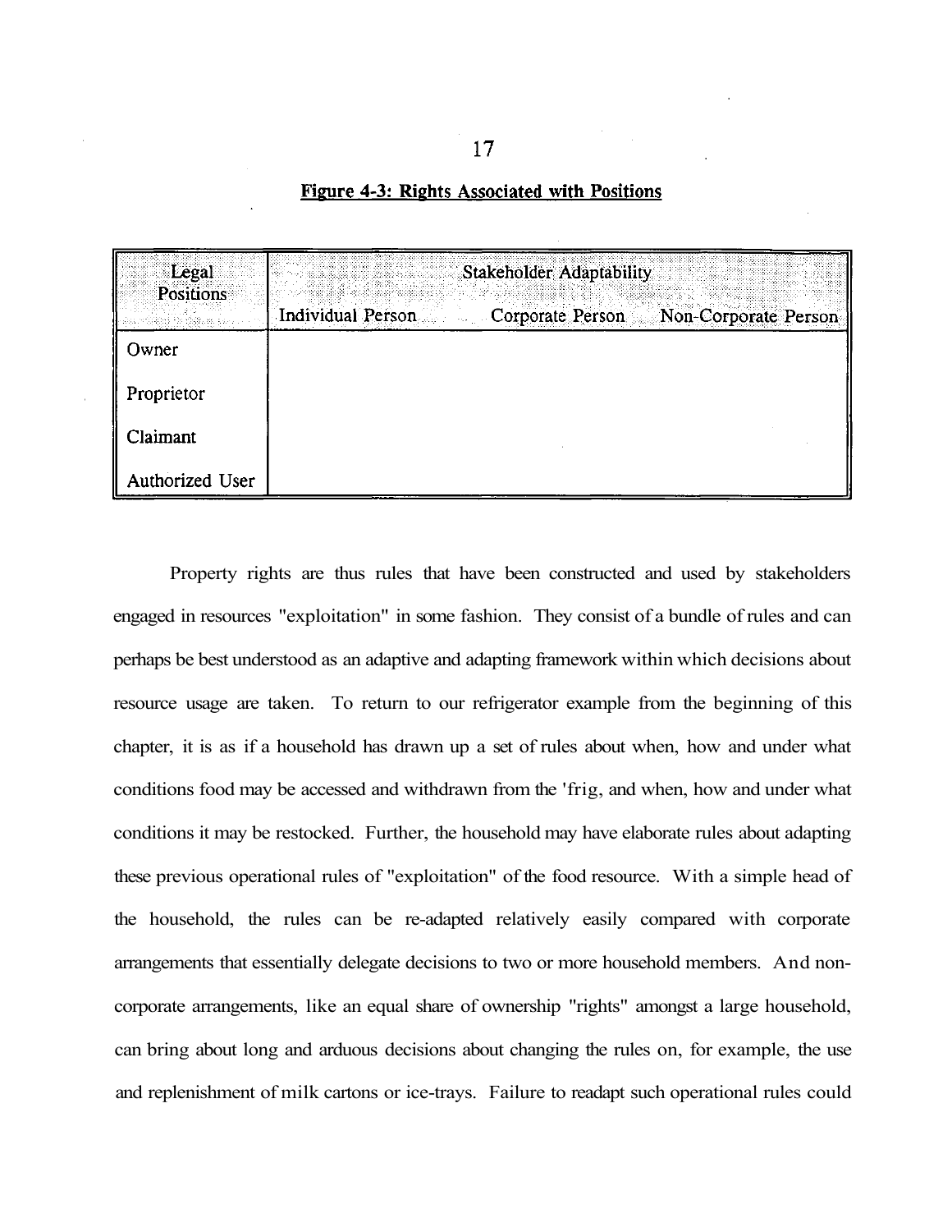**Figure 4-3: Rights Associated with Positions**

| Legal Positions | Stakeholder Adaptability | | |
|---|---|---|---|
| | Individual Person | Corporate Person | Non-Corporate Person |
| Owner | | | |
| Proprietor | | | |
| Claimant | | | |
| Authorized User | | | |

Property rights are thus rules that have been constructed and used by stakeholders engaged in resources "exploitation" in some fashion. They consist of a bundle of rules and can perhaps be best understood as an adaptive and adapting framework within which decisions about resource usage are taken. To return to our refrigerator example from the beginning of this chapter, it is as if a household has drawn up a set of rules about when, how and under what conditions food may be accessed and withdrawn from the 'frig, and when, how and under what conditions it may be restocked. Further, the household may have elaborate rules about adapting these previous operational rules of "exploitation" of the food resource. With a simple head of the household, the rules can be re-adapted relatively easily compared with corporate arrangements that essentially delegate decisions to two or more household members. And non-corporate arrangements, like an equal share of ownership "rights" amongst a large household, can bring about long and arduous decisions about changing the rules on, for example, the use and replenishment of milk cartons or ice-trays. Failure to readapt such operational rules could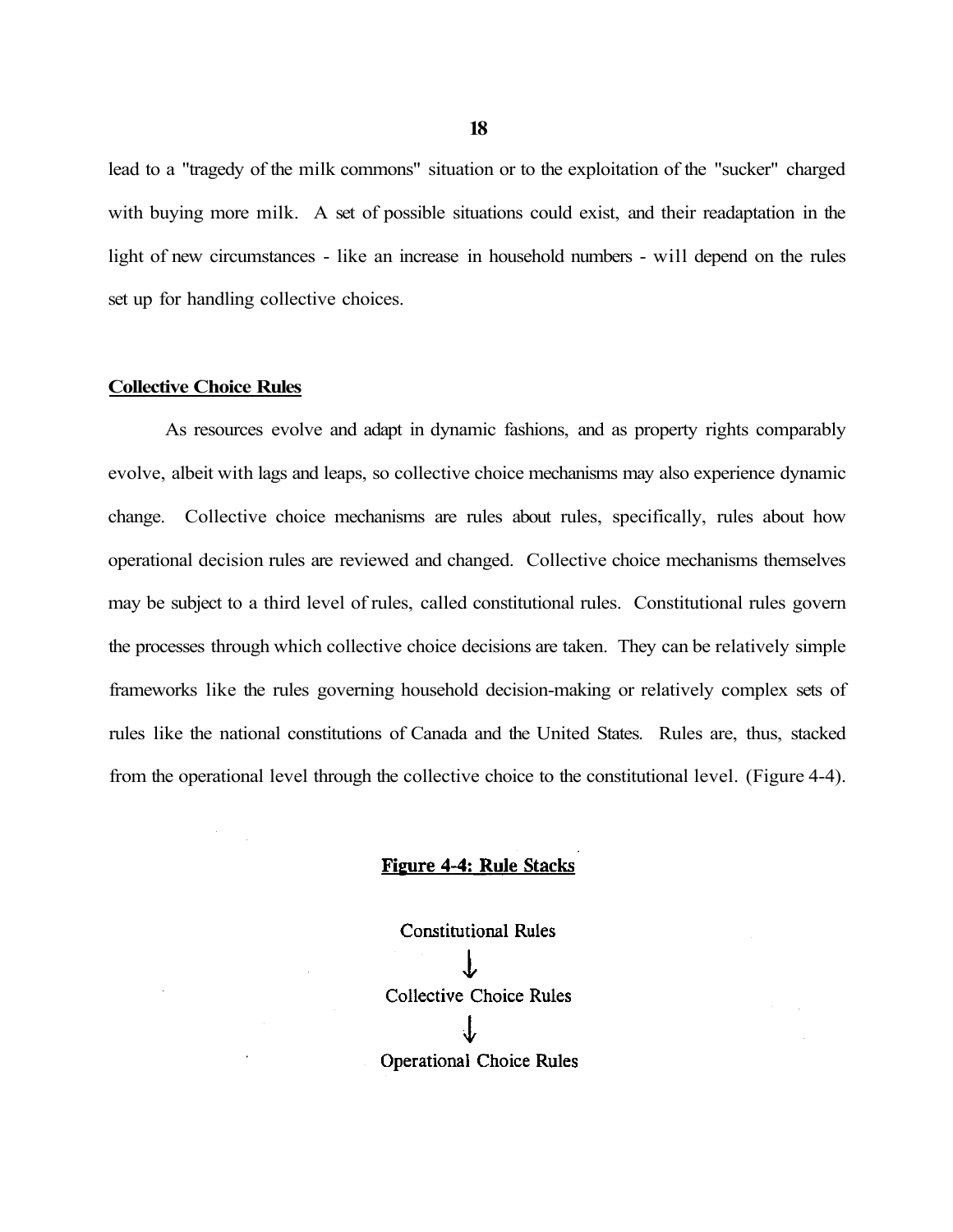lead to a "tragedy of the milk commons" situation or to the exploitation of the "sucker" charged with buying more milk. A set of possible situations could exist, and their readaptation in the light of new circumstances - like an increase in household numbers - will depend on the rules set up for handling collective choices.

## Collective Choice Rules

As resources evolve and adapt in dynamic fashions, and as property rights comparably evolve, albeit with lags and leaps, so collective choice mechanisms may also experience dynamic change. Collective choice mechanisms are rules about rules, specifically, rules about how operational decision rules are reviewed and changed. Collective choice mechanisms themselves may be subject to a third level of rules, called constitutional rules. Constitutional rules govern the processes through which collective choice decisions are taken. They can be relatively simple frameworks like the rules governing household decision-making or relatively complex sets of rules like the national constitutions of Canada and the United States. Rules are, thus, stacked from the operational level through the collective choice to the constitutional level. (Figure 4-4).

**Figure 4-4: Rule Stacks**

Constitutional Rules

↓

Collective Choice Rules

↓

Operational Choice Rules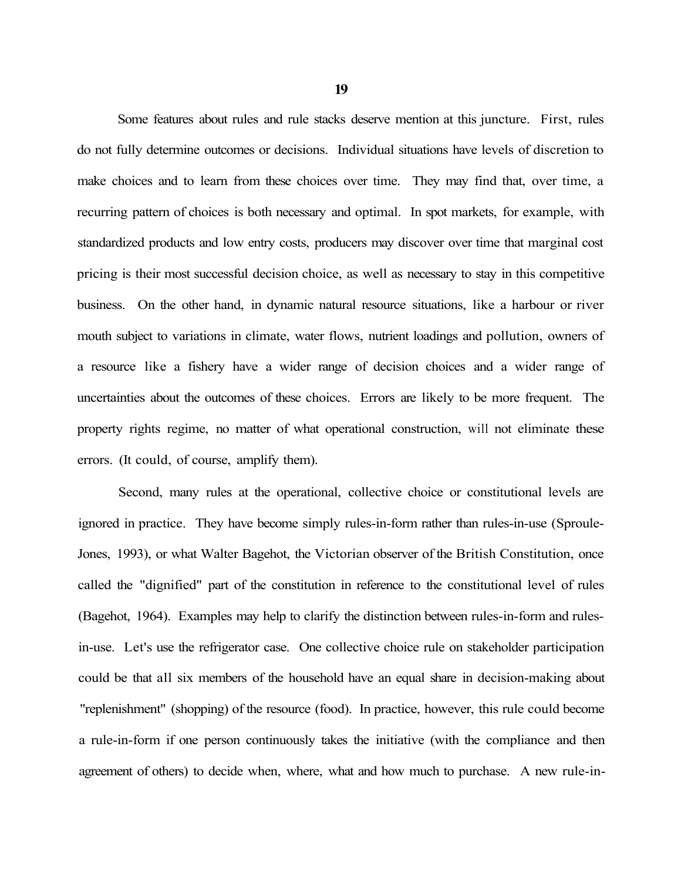Some features about rules and rule stacks deserve mention at this juncture. First, rules do not fully determine outcomes or decisions. Individual situations have levels of discretion to make choices and to learn from these choices over time. They may find that, over time, a recurring pattern of choices is both necessary and optimal. In spot markets, for example, with standardized products and low entry costs, producers may discover over time that marginal cost pricing is their most successful decision choice, as well as necessary to stay in this competitive business. On the other hand, in dynamic natural resource situations, like a harbour or river mouth subject to variations in climate, water flows, nutrient loadings and pollution, owners of a resource like a fishery have a wider range of decision choices and a wider range of uncertainties about the outcomes of these choices. Errors are likely to be more frequent. The property rights regime, no matter of what operational construction, will not eliminate these errors. (It could, of course, amplify them).

Second, many rules at the operational, collective choice or constitutional levels are ignored in practice. They have become simply rules-in-form rather than rules-in-use (Sproule-Jones, 1993), or what Walter Bagehot, the Victorian observer of the British Constitution, once called the "dignified" part of the constitution in reference to the constitutional level of rules (Bagehot, 1964). Examples may help to clarify the distinction between rules-in-form and rules-in-use. Let's use the refrigerator case. One collective choice rule on stakeholder participation could be that all six members of the household have an equal share in decision-making about "replenishment" (shopping) of the resource (food). In practice, however, this rule could become a rule-in-form if one person continuously takes the initiative (with the compliance and then agreement of others) to decide when, where, what and how much to purchase. A new rule-in-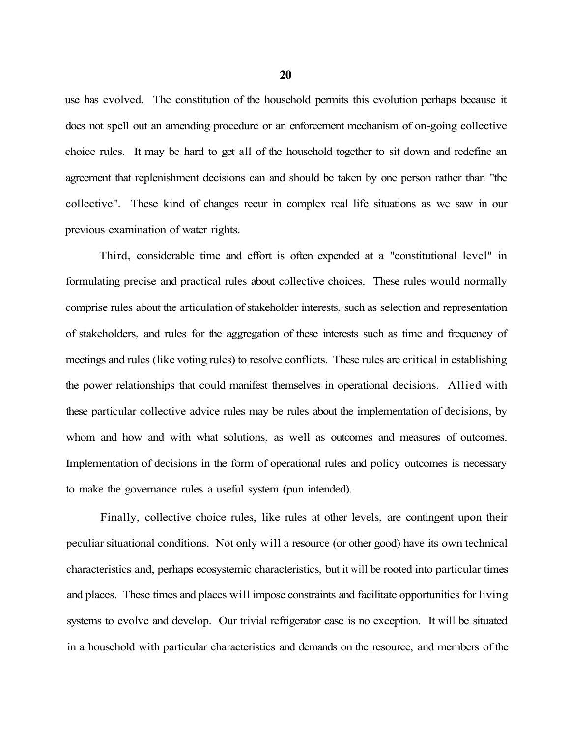use has evolved. The constitution of the household permits this evolution perhaps because it does not spell out an amending procedure or an enforcement mechanism of on-going collective choice rules. It may be hard to get all of the household together to sit down and redefine an agreement that replenishment decisions can and should be taken by one person rather than "the collective". These kind of changes recur in complex real life situations as we saw in our previous examination of water rights.

Third, considerable time and effort is often expended at a "constitutional level" in formulating precise and practical rules about collective choices. These rules would normally comprise rules about the articulation of stakeholder interests, such as selection and representation of stakeholders, and rules for the aggregation of these interests such as time and frequency of meetings and rules (like voting rules) to resolve conflicts. These rules are critical in establishing the power relationships that could manifest themselves in operational decisions. Allied with these particular collective advice rules may be rules about the implementation of decisions, by whom and how and with what solutions, as well as outcomes and measures of outcomes. Implementation of decisions in the form of operational rules and policy outcomes is necessary to make the governance rules a useful system (pun intended).

Finally, collective choice rules, like rules at other levels, are contingent upon their peculiar situational conditions. Not only will a resource (or other good) have its own technical characteristics and, perhaps ecosystemic characteristics, but it will be rooted into particular times and places. These times and places will impose constraints and facilitate opportunities for living systems to evolve and develop. Our trivial refrigerator case is no exception. It will be situated in a household with particular characteristics and demands on the resource, and members of the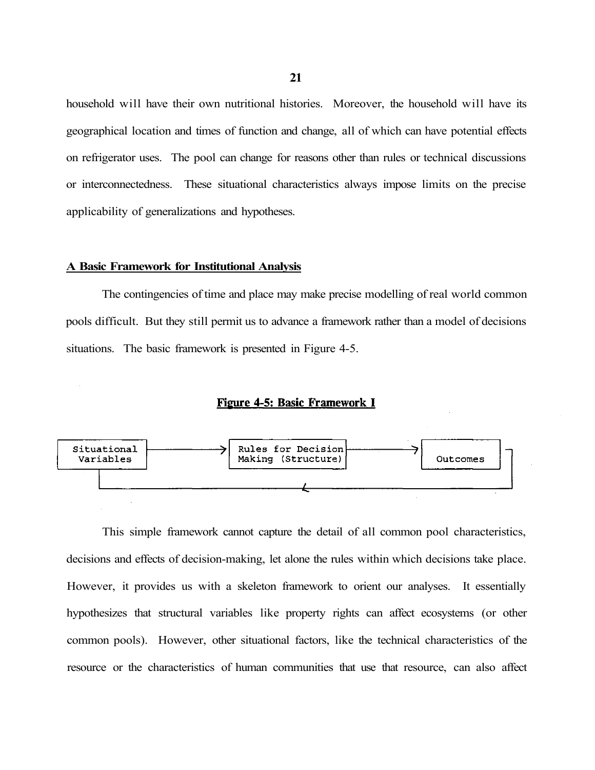household will have their own nutritional histories. Moreover, the household will have its geographical location and times of function and change, all of which can have potential effects on refrigerator uses. The pool can change for reasons other than rules or technical discussions or interconnectedness. These situational characteristics always impose limits on the precise applicability of generalizations and hypotheses.

## A Basic Framework for Institutional Analysis

The contingencies of time and place may make precise modelling of real world common pools difficult. But they still permit us to advance a framework rather than a model of decisions situations. The basic framework is presented in Figure 4-5.

**Figure 4-5: Basic Framework I**

```
Situational Variables  --->  Rules for Decision Making (Structure)  --->  Outcomes
        ^                                                                    |
        |____________________________________________________________________|
```

This simple framework cannot capture the detail of all common pool characteristics, decisions and effects of decision-making, let alone the rules within which decisions take place. However, it provides us with a skeleton framework to orient our analyses. It essentially hypothesizes that structural variables like property rights can affect ecosystems (or other common pools). However, other situational factors, like the technical characteristics of the resource or the characteristics of human communities that use that resource, can also affect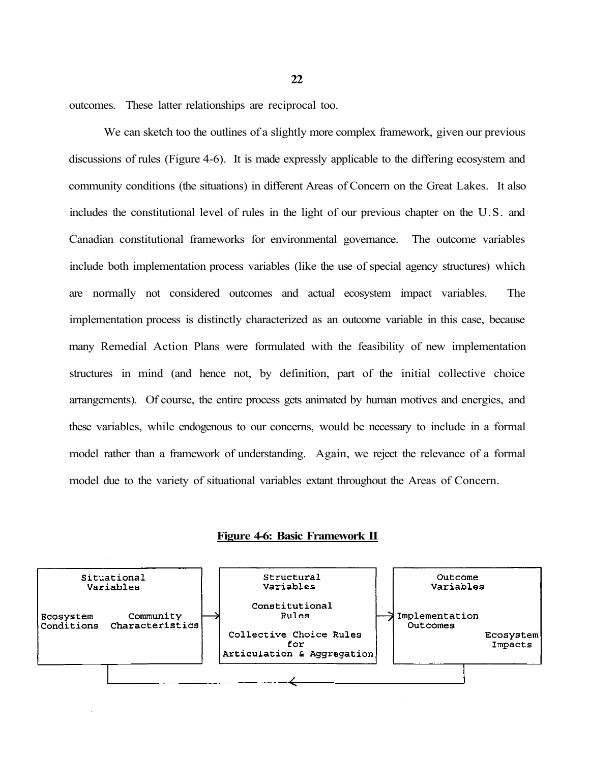outcomes. These latter relationships are reciprocal too.

We can sketch too the outlines of a slightly more complex framework, given our previous discussions of rules (Figure 4-6). It is made expressly applicable to the differing ecosystem and community conditions (the situations) in different Areas of Concern on the Great Lakes. It also includes the constitutional level of rules in the light of our previous chapter on the U.S. and Canadian constitutional frameworks for environmental governance. The outcome variables include both implementation process variables (like the use of special agency structures) which are normally not considered outcomes and actual ecosystem impact variables. The implementation process is distinctly characterized as an outcome variable in this case, because many Remedial Action Plans were formulated with the feasibility of new implementation structures in mind (and hence not, by definition, part of the initial collective choice arrangements). Of course, the entire process gets animated by human motives and energies, and these variables, while endogenous to our concerns, would be necessary to include in a formal model rather than a framework of understanding. Again, we reject the relevance of a formal model due to the variety of situational variables extant throughout the Areas of Concern.

**Figure 4-6: Basic Framework II**

```
Situational Variables               Structural Variables                 Outcome Variables
                                    
Ecosystem      Community      -->   Constitutional Rules           -->   Implementation Outcomes
Conditions     Characteristics                                          
                                    Collective Choice Rules for          Ecosystem Impacts
                                    Articulation & Aggregation
       ^                                                                        |
       |________________________________<_______________________________________|
```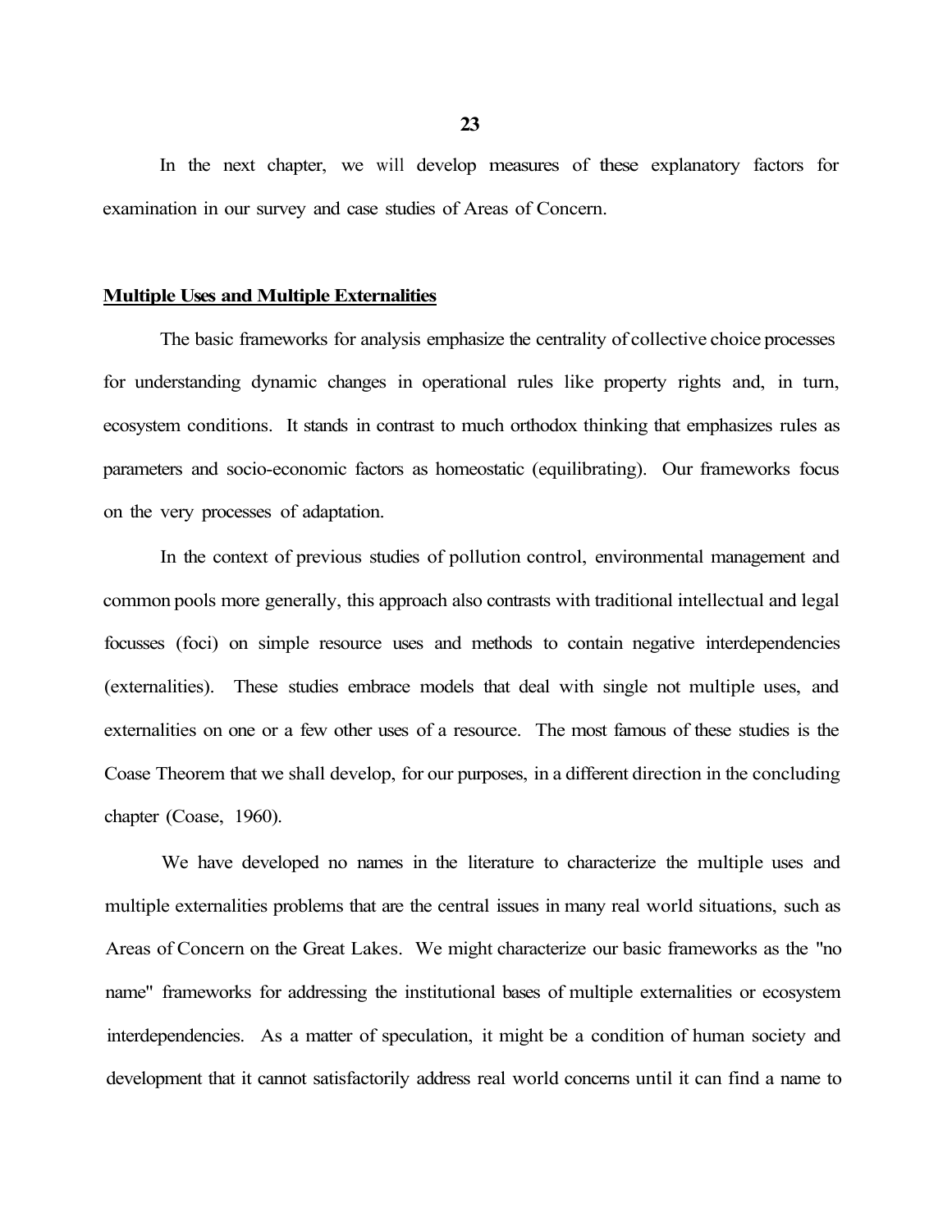In the next chapter, we will develop measures of these explanatory factors for examination in our survey and case studies of Areas of Concern.

## Multiple Uses and Multiple Externalities

The basic frameworks for analysis emphasize the centrality of collective choice processes for understanding dynamic changes in operational rules like property rights and, in turn, ecosystem conditions. It stands in contrast to much orthodox thinking that emphasizes rules as parameters and socio-economic factors as homeostatic (equilibrating). Our frameworks focus on the very processes of adaptation.

In the context of previous studies of pollution control, environmental management and common pools more generally, this approach also contrasts with traditional intellectual and legal focusses (foci) on simple resource uses and methods to contain negative interdependencies (externalities). These studies embrace models that deal with single not multiple uses, and externalities on one or a few other uses of a resource. The most famous of these studies is the Coase Theorem that we shall develop, for our purposes, in a different direction in the concluding chapter (Coase, 1960).

We have developed no names in the literature to characterize the multiple uses and multiple externalities problems that are the central issues in many real world situations, such as Areas of Concern on the Great Lakes. We might characterize our basic frameworks as the "no name" frameworks for addressing the institutional bases of multiple externalities or ecosystem interdependencies. As a matter of speculation, it might be a condition of human society and development that it cannot satisfactorily address real world concerns until it can find a name to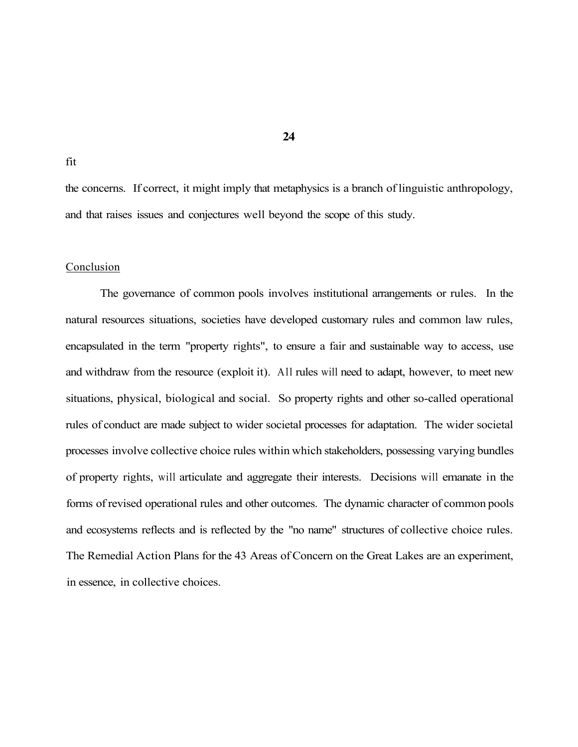fit

the concerns. If correct, it might imply that metaphysics is a branch of linguistic anthropology, and that raises issues and conjectures well beyond the scope of this study.

## Conclusion

The governance of common pools involves institutional arrangements or rules. In the natural resources situations, societies have developed customary rules and common law rules, encapsulated in the term "property rights", to ensure a fair and sustainable way to access, use and withdraw from the resource (exploit it). All rules will need to adapt, however, to meet new situations, physical, biological and social. So property rights and other so-called operational rules of conduct are made subject to wider societal processes for adaptation. The wider societal processes involve collective choice rules within which stakeholders, possessing varying bundles of property rights, will articulate and aggregate their interests. Decisions will emanate in the forms of revised operational rules and other outcomes. The dynamic character of common pools and ecosystems reflects and is reflected by the "no name" structures of collective choice rules. The Remedial Action Plans for the 43 Areas of Concern on the Great Lakes are an experiment, in essence, in collective choices.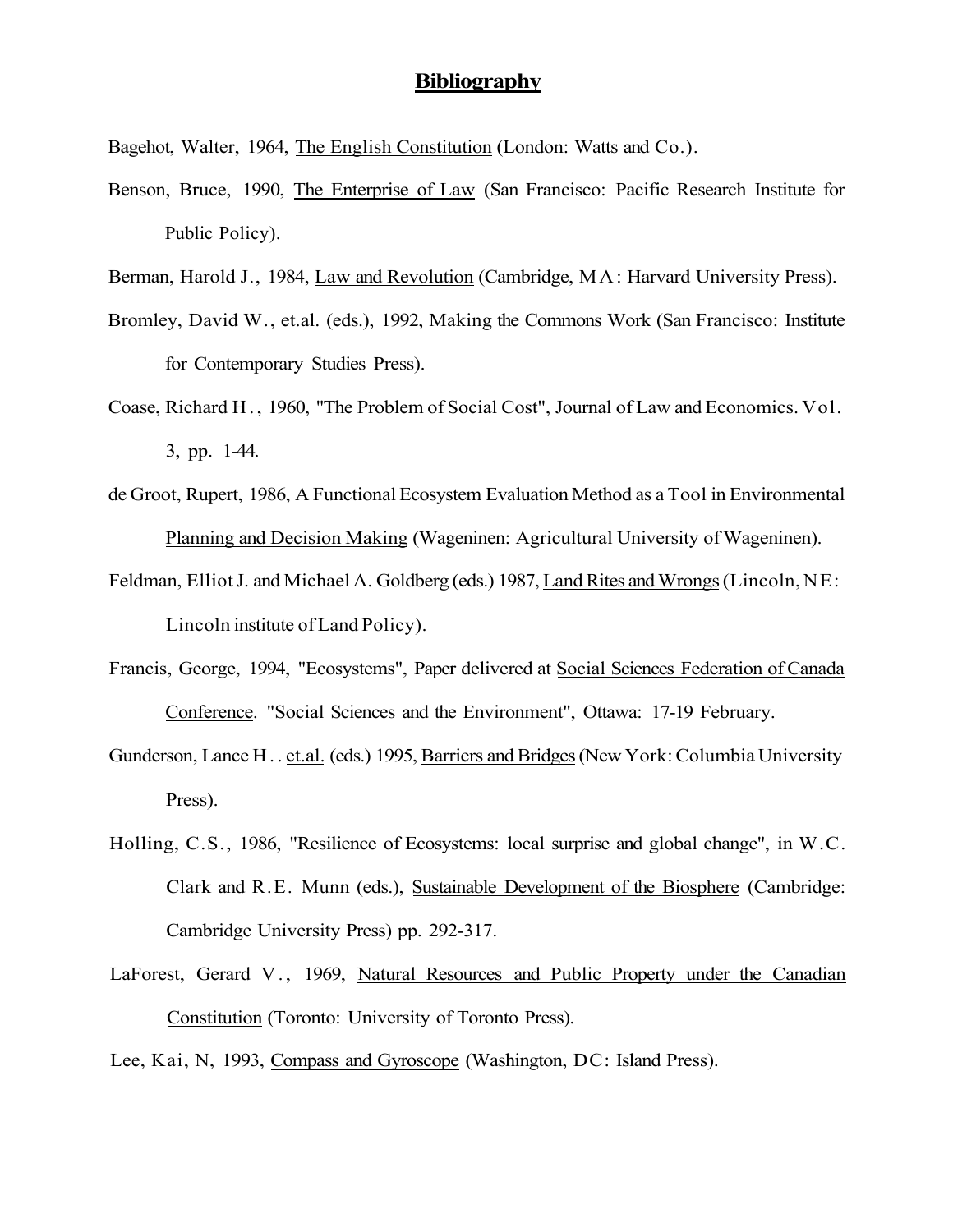## Bibliography

Bagehot, Walter, 1964, The English Constitution (London: Watts and Co.).

Benson, Bruce, 1990, The Enterprise of Law (San Francisco: Pacific Research Institute for Public Policy).

Berman, Harold J., 1984, Law and Revolution (Cambridge, MA: Harvard University Press).

Bromley, David W., et.al. (eds.), 1992, Making the Commons Work (San Francisco: Institute for Contemporary Studies Press).

Coase, Richard H., 1960, "The Problem of Social Cost", Journal of Law and Economics. Vol. 3, pp. 1-44.

de Groot, Rupert, 1986, A Functional Ecosystem Evaluation Method as a Tool in Environmental Planning and Decision Making (Wageninen: Agricultural University of Wageninen).

Feldman, Elliot J. and Michael A. Goldberg (eds.) 1987, Land Rites and Wrongs (Lincoln, NE: Lincoln institute of Land Policy).

Francis, George, 1994, "Ecosystems", Paper delivered at Social Sciences Federation of Canada Conference. "Social Sciences and the Environment", Ottawa: 17-19 February.

Gunderson, Lance H.. et.al. (eds.) 1995, Barriers and Bridges (New York: Columbia University Press).

Holling, C.S., 1986, "Resilience of Ecosystems: local surprise and global change", in W.C. Clark and R.E. Munn (eds.), Sustainable Development of the Biosphere (Cambridge: Cambridge University Press) pp. 292-317.

LaForest, Gerard V., 1969, Natural Resources and Public Property under the Canadian Constitution (Toronto: University of Toronto Press).

Lee, Kai, N, 1993, Compass and Gyroscope (Washington, DC: Island Press).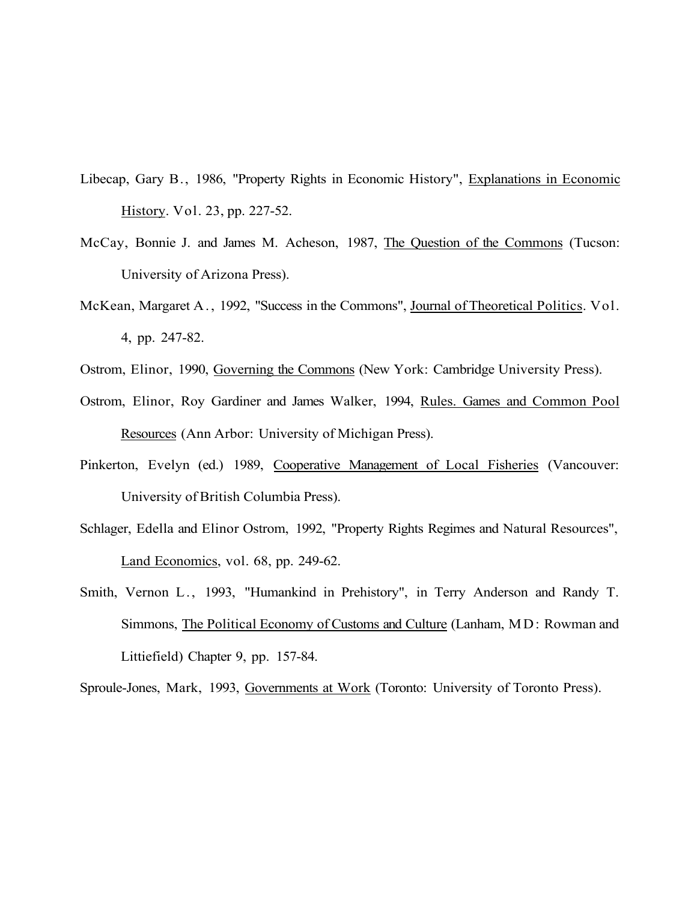Libecap, Gary B., 1986, "Property Rights in Economic History", Explanations in Economic History. Vol. 23, pp. 227-52.

McCay, Bonnie J. and James M. Acheson, 1987, The Question of the Commons (Tucson: University of Arizona Press).

McKean, Margaret A., 1992, "Success in the Commons", Journal of Theoretical Politics. Vol. 4, pp. 247-82.

Ostrom, Elinor, 1990, Governing the Commons (New York: Cambridge University Press).

Ostrom, Elinor, Roy Gardiner and James Walker, 1994, Rules. Games and Common Pool Resources (Ann Arbor: University of Michigan Press).

Pinkerton, Evelyn (ed.) 1989, Cooperative Management of Local Fisheries (Vancouver: University of British Columbia Press).

Schlager, Edella and Elinor Ostrom, 1992, "Property Rights Regimes and Natural Resources", Land Economics, vol. 68, pp. 249-62.

Smith, Vernon L., 1993, "Humankind in Prehistory", in Terry Anderson and Randy T. Simmons, The Political Economy of Customs and Culture (Lanham, MD: Rowman and Littiefield) Chapter 9, pp. 157-84.

Sproule-Jones, Mark, 1993, Governments at Work (Toronto: University of Toronto Press).